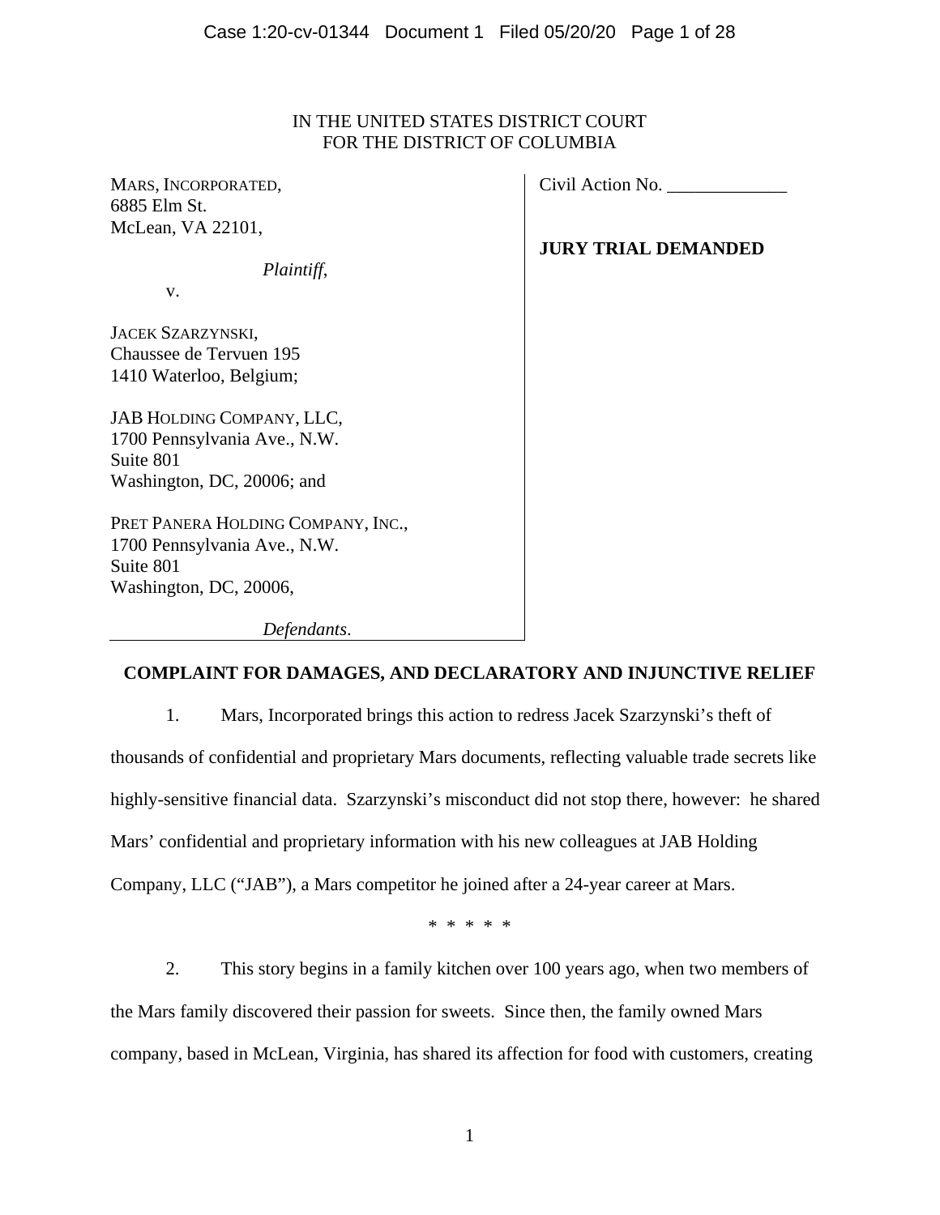IN THE UNITED STATES DISTRICT COURT
FOR THE DISTRICT OF COLUMBIA

| | |
|---|---|
| MARS, INCORPORATED,<br>6885 Elm St.<br>McLean, VA 22101,<br><br>*Plaintiff*,<br><br>v.<br><br>JACEK SZARZYNSKI,<br>Chaussee de Tervuen 195<br>1410 Waterloo, Belgium;<br><br>JAB HOLDING COMPANY, LLC,<br>1700 Pennsylvania Ave., N.W.<br>Suite 801<br>Washington, DC, 20006; and<br><br>PRET PANERA HOLDING COMPANY, INC.,<br>1700 Pennsylvania Ave., N.W.<br>Suite 801<br>Washington, DC, 20006,<br><br>*Defendants*. | Civil Action No. _____________<br><br>**JURY TRIAL DEMANDED** |

**COMPLAINT FOR DAMAGES, AND DECLARATORY AND INJUNCTIVE RELIEF**

1. Mars, Incorporated brings this action to redress Jacek Szarzynski's theft of thousands of confidential and proprietary Mars documents, reflecting valuable trade secrets like highly-sensitive financial data. Szarzynski's misconduct did not stop there, however: he shared Mars' confidential and proprietary information with his new colleagues at JAB Holding Company, LLC ("JAB"), a Mars competitor he joined after a 24-year career at Mars.

\* \* \* \* \*

2. This story begins in a family kitchen over 100 years ago, when two members of the Mars family discovered their passion for sweets. Since then, the family owned Mars company, based in McLean, Virginia, has shared its affection for food with customers, creating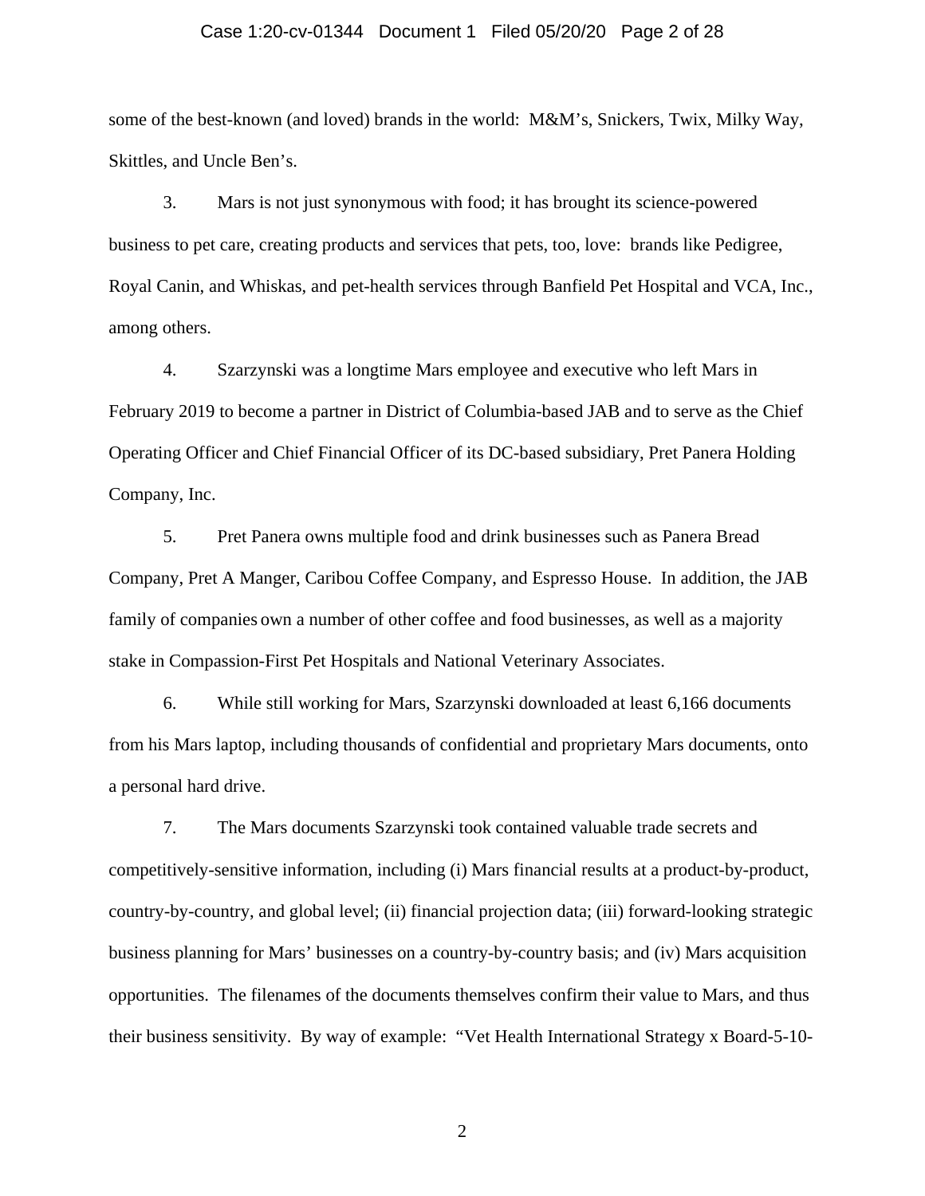some of the best-known (and loved) brands in the world: M&M's, Snickers, Twix, Milky Way, Skittles, and Uncle Ben's.

3. Mars is not just synonymous with food; it has brought its science-powered business to pet care, creating products and services that pets, too, love: brands like Pedigree, Royal Canin, and Whiskas, and pet-health services through Banfield Pet Hospital and VCA, Inc., among others.

4. Szarzynski was a longtime Mars employee and executive who left Mars in February 2019 to become a partner in District of Columbia-based JAB and to serve as the Chief Operating Officer and Chief Financial Officer of its DC-based subsidiary, Pret Panera Holding Company, Inc.

5. Pret Panera owns multiple food and drink businesses such as Panera Bread Company, Pret A Manger, Caribou Coffee Company, and Espresso House. In addition, the JAB family of companies own a number of other coffee and food businesses, as well as a majority stake in Compassion-First Pet Hospitals and National Veterinary Associates.

6. While still working for Mars, Szarzynski downloaded at least 6,166 documents from his Mars laptop, including thousands of confidential and proprietary Mars documents, onto a personal hard drive.

7. The Mars documents Szarzynski took contained valuable trade secrets and competitively-sensitive information, including (i) Mars financial results at a product-by-product, country-by-country, and global level; (ii) financial projection data; (iii) forward-looking strategic business planning for Mars' businesses on a country-by-country basis; and (iv) Mars acquisition opportunities. The filenames of the documents themselves confirm their value to Mars, and thus their business sensitivity. By way of example: "Vet Health International Strategy x Board-5-10-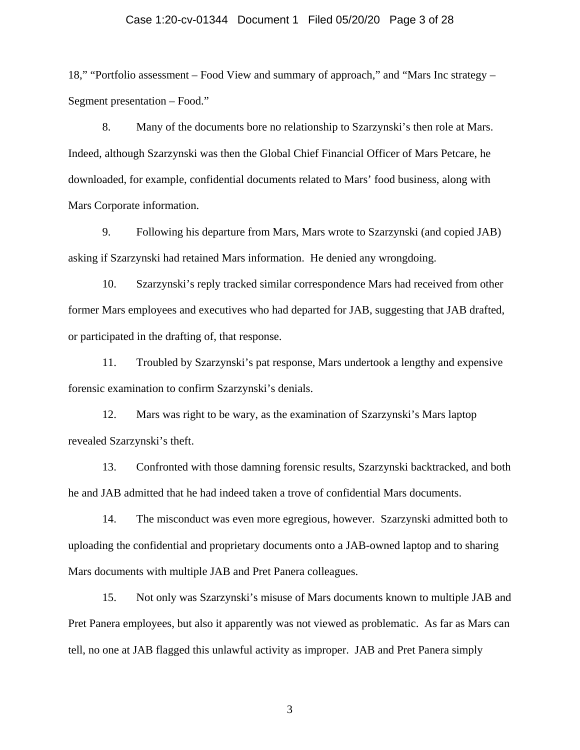18," "Portfolio assessment – Food View and summary of approach," and "Mars Inc strategy – Segment presentation – Food."

8. Many of the documents bore no relationship to Szarzynski's then role at Mars. Indeed, although Szarzynski was then the Global Chief Financial Officer of Mars Petcare, he downloaded, for example, confidential documents related to Mars' food business, along with Mars Corporate information.

9. Following his departure from Mars, Mars wrote to Szarzynski (and copied JAB) asking if Szarzynski had retained Mars information. He denied any wrongdoing.

10. Szarzynski's reply tracked similar correspondence Mars had received from other former Mars employees and executives who had departed for JAB, suggesting that JAB drafted, or participated in the drafting of, that response.

11. Troubled by Szarzynski's pat response, Mars undertook a lengthy and expensive forensic examination to confirm Szarzynski's denials.

12. Mars was right to be wary, as the examination of Szarzynski's Mars laptop revealed Szarzynski's theft.

13. Confronted with those damning forensic results, Szarzynski backtracked, and both he and JAB admitted that he had indeed taken a trove of confidential Mars documents.

14. The misconduct was even more egregious, however. Szarzynski admitted both to uploading the confidential and proprietary documents onto a JAB-owned laptop and to sharing Mars documents with multiple JAB and Pret Panera colleagues.

15. Not only was Szarzynski's misuse of Mars documents known to multiple JAB and Pret Panera employees, but also it apparently was not viewed as problematic. As far as Mars can tell, no one at JAB flagged this unlawful activity as improper. JAB and Pret Panera simply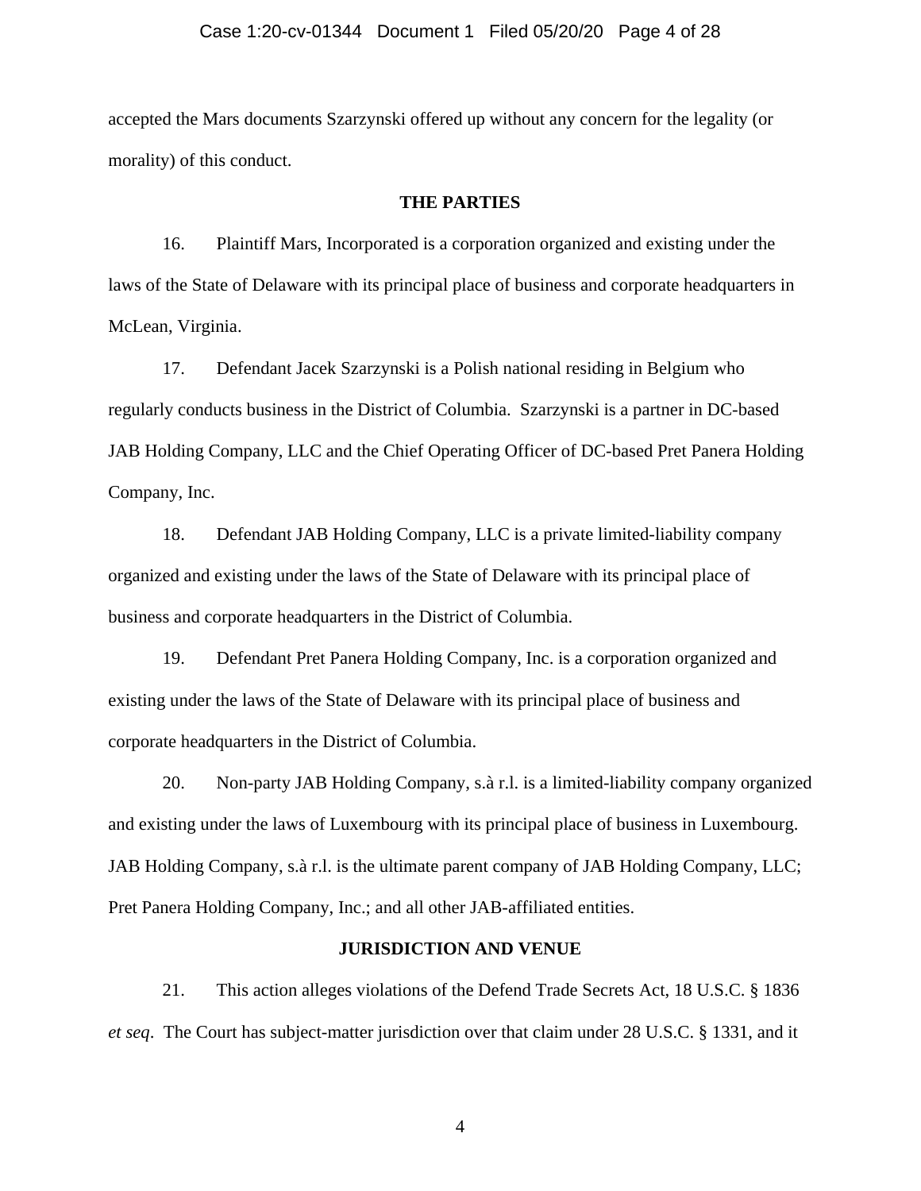accepted the Mars documents Szarzynski offered up without any concern for the legality (or morality) of this conduct.

## THE PARTIES

16. Plaintiff Mars, Incorporated is a corporation organized and existing under the laws of the State of Delaware with its principal place of business and corporate headquarters in McLean, Virginia.

17. Defendant Jacek Szarzynski is a Polish national residing in Belgium who regularly conducts business in the District of Columbia. Szarzynski is a partner in DC-based JAB Holding Company, LLC and the Chief Operating Officer of DC-based Pret Panera Holding Company, Inc.

18. Defendant JAB Holding Company, LLC is a private limited-liability company organized and existing under the laws of the State of Delaware with its principal place of business and corporate headquarters in the District of Columbia.

19. Defendant Pret Panera Holding Company, Inc. is a corporation organized and existing under the laws of the State of Delaware with its principal place of business and corporate headquarters in the District of Columbia.

20. Non-party JAB Holding Company, s.à r.l. is a limited-liability company organized and existing under the laws of Luxembourg with its principal place of business in Luxembourg. JAB Holding Company, s.à r.l. is the ultimate parent company of JAB Holding Company, LLC; Pret Panera Holding Company, Inc.; and all other JAB-affiliated entities.

## JURISDICTION AND VENUE

21. This action alleges violations of the Defend Trade Secrets Act, 18 U.S.C. § 1836 *et seq*. The Court has subject-matter jurisdiction over that claim under 28 U.S.C. § 1331, and it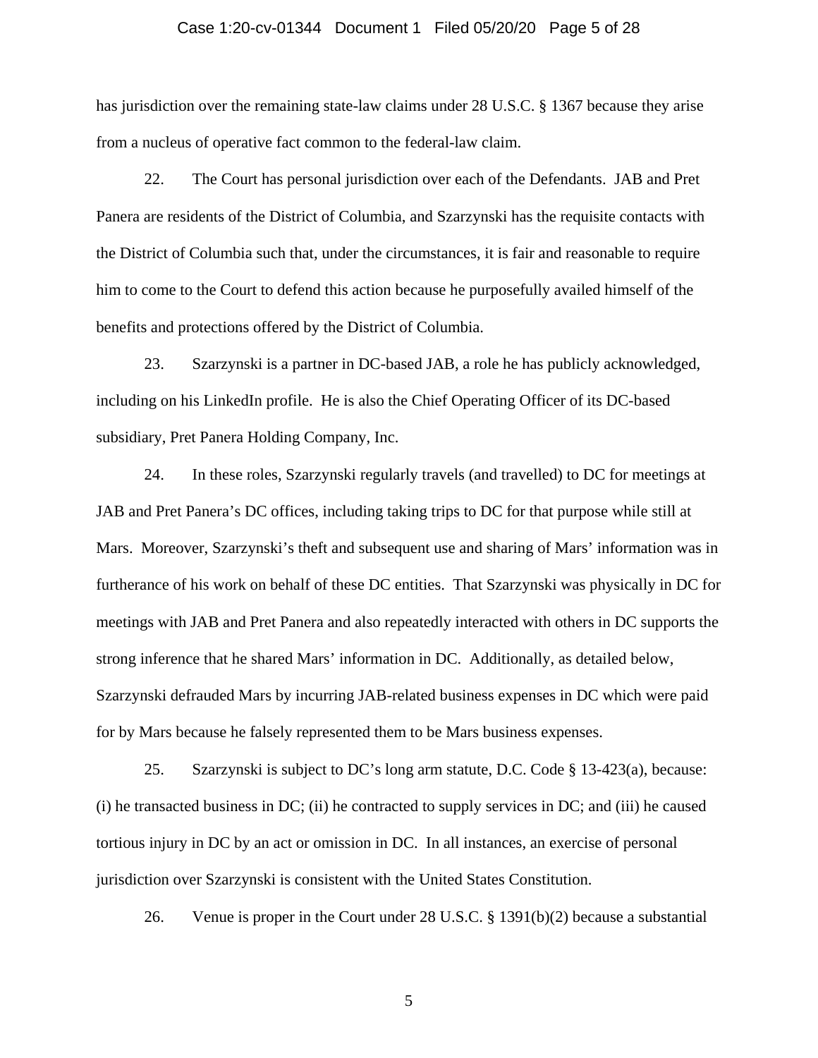has jurisdiction over the remaining state-law claims under 28 U.S.C. § 1367 because they arise from a nucleus of operative fact common to the federal-law claim.

22. The Court has personal jurisdiction over each of the Defendants. JAB and Pret Panera are residents of the District of Columbia, and Szarzynski has the requisite contacts with the District of Columbia such that, under the circumstances, it is fair and reasonable to require him to come to the Court to defend this action because he purposefully availed himself of the benefits and protections offered by the District of Columbia.

23. Szarzynski is a partner in DC-based JAB, a role he has publicly acknowledged, including on his LinkedIn profile. He is also the Chief Operating Officer of its DC-based subsidiary, Pret Panera Holding Company, Inc.

24. In these roles, Szarzynski regularly travels (and travelled) to DC for meetings at JAB and Pret Panera's DC offices, including taking trips to DC for that purpose while still at Mars. Moreover, Szarzynski's theft and subsequent use and sharing of Mars' information was in furtherance of his work on behalf of these DC entities. That Szarzynski was physically in DC for meetings with JAB and Pret Panera and also repeatedly interacted with others in DC supports the strong inference that he shared Mars' information in DC. Additionally, as detailed below, Szarzynski defrauded Mars by incurring JAB-related business expenses in DC which were paid for by Mars because he falsely represented them to be Mars business expenses.

25. Szarzynski is subject to DC's long arm statute, D.C. Code § 13-423(a), because: (i) he transacted business in DC; (ii) he contracted to supply services in DC; and (iii) he caused tortious injury in DC by an act or omission in DC. In all instances, an exercise of personal jurisdiction over Szarzynski is consistent with the United States Constitution.

26. Venue is proper in the Court under 28 U.S.C. § 1391(b)(2) because a substantial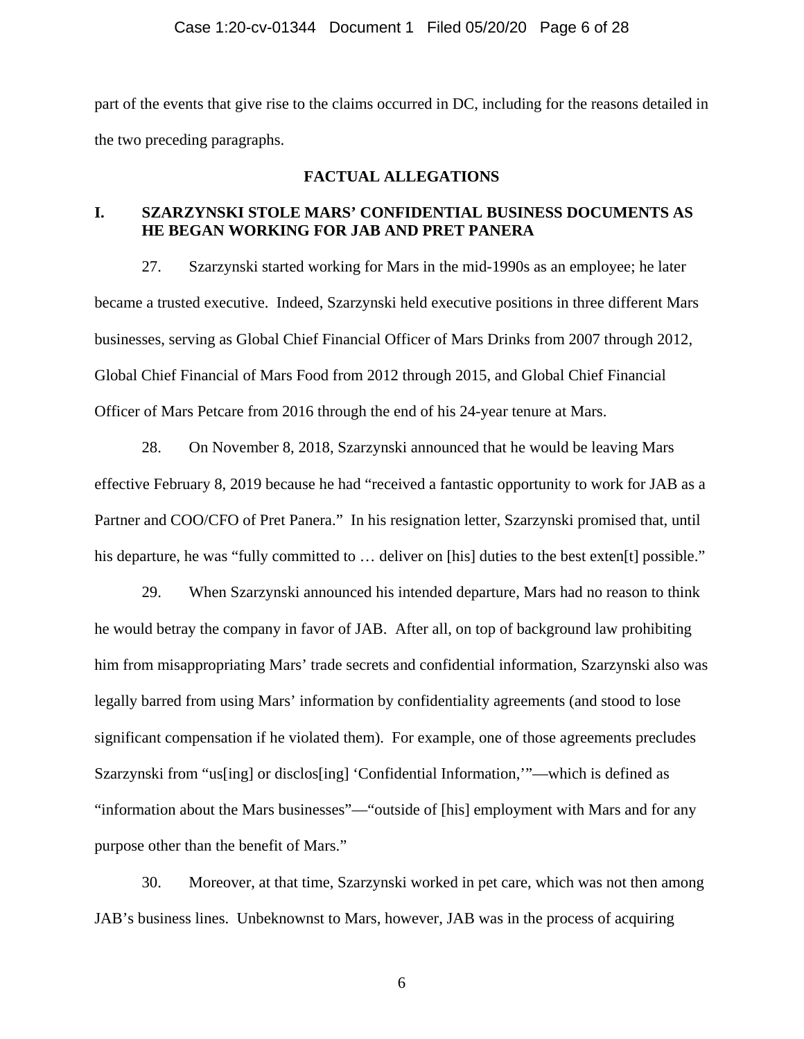part of the events that give rise to the claims occurred in DC, including for the reasons detailed in the two preceding paragraphs.

## FACTUAL ALLEGATIONS

### I. SZARZYNSKI STOLE MARS' CONFIDENTIAL BUSINESS DOCUMENTS AS HE BEGAN WORKING FOR JAB AND PRET PANERA

27. Szarzynski started working for Mars in the mid-1990s as an employee; he later became a trusted executive. Indeed, Szarzynski held executive positions in three different Mars businesses, serving as Global Chief Financial Officer of Mars Drinks from 2007 through 2012, Global Chief Financial of Mars Food from 2012 through 2015, and Global Chief Financial Officer of Mars Petcare from 2016 through the end of his 24-year tenure at Mars.

28. On November 8, 2018, Szarzynski announced that he would be leaving Mars effective February 8, 2019 because he had "received a fantastic opportunity to work for JAB as a Partner and COO/CFO of Pret Panera." In his resignation letter, Szarzynski promised that, until his departure, he was "fully committed to … deliver on [his] duties to the best exten[t] possible."

29. When Szarzynski announced his intended departure, Mars had no reason to think he would betray the company in favor of JAB. After all, on top of background law prohibiting him from misappropriating Mars' trade secrets and confidential information, Szarzynski also was legally barred from using Mars' information by confidentiality agreements (and stood to lose significant compensation if he violated them). For example, one of those agreements precludes Szarzynski from "us[ing] or disclos[ing] 'Confidential Information,'"—which is defined as "information about the Mars businesses"—"outside of [his] employment with Mars and for any purpose other than the benefit of Mars."

30. Moreover, at that time, Szarzynski worked in pet care, which was not then among JAB's business lines. Unbeknownst to Mars, however, JAB was in the process of acquiring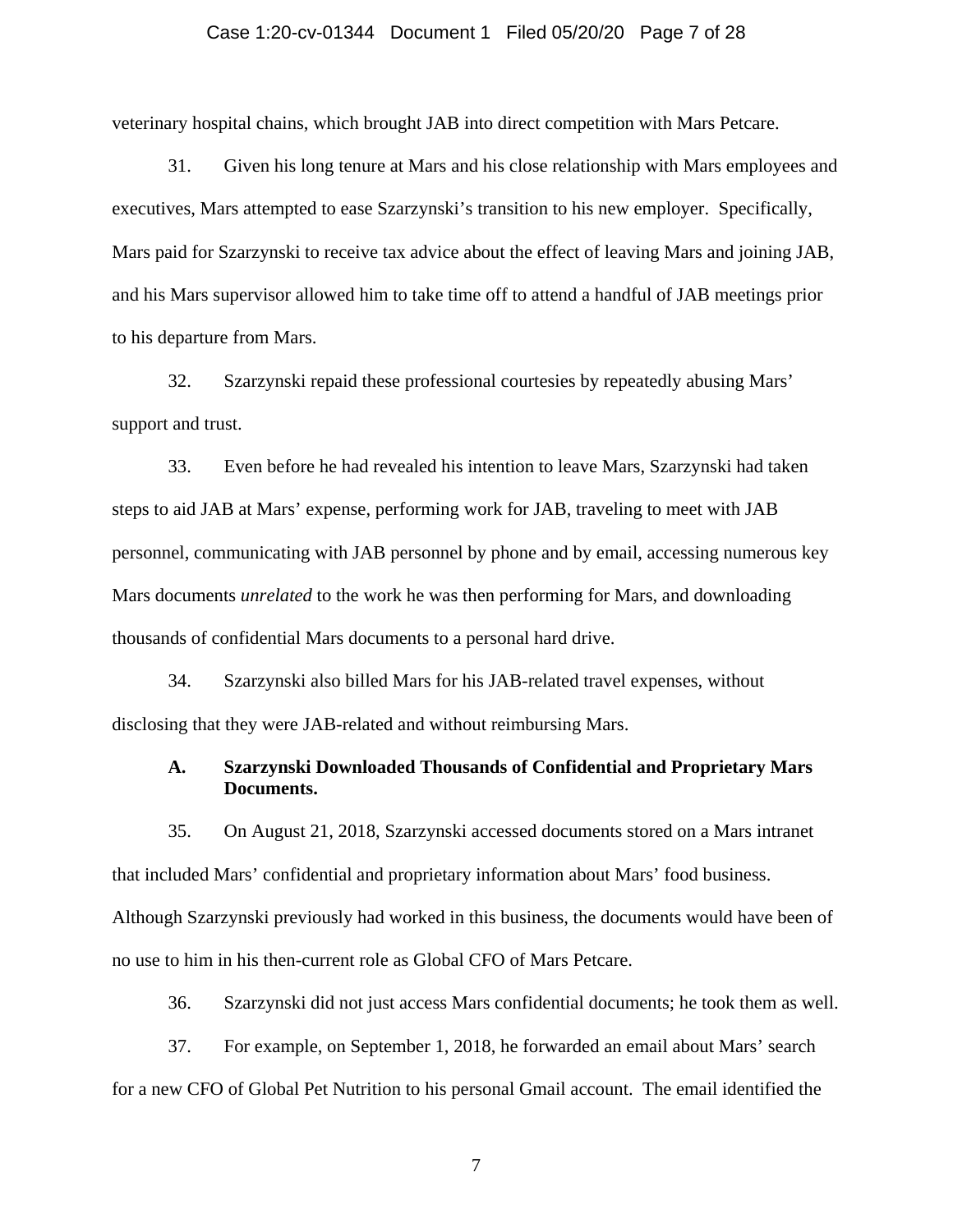veterinary hospital chains, which brought JAB into direct competition with Mars Petcare.

31. Given his long tenure at Mars and his close relationship with Mars employees and executives, Mars attempted to ease Szarzynski's transition to his new employer. Specifically, Mars paid for Szarzynski to receive tax advice about the effect of leaving Mars and joining JAB, and his Mars supervisor allowed him to take time off to attend a handful of JAB meetings prior to his departure from Mars.

32. Szarzynski repaid these professional courtesies by repeatedly abusing Mars' support and trust.

33. Even before he had revealed his intention to leave Mars, Szarzynski had taken steps to aid JAB at Mars' expense, performing work for JAB, traveling to meet with JAB personnel, communicating with JAB personnel by phone and by email, accessing numerous key Mars documents *unrelated* to the work he was then performing for Mars, and downloading thousands of confidential Mars documents to a personal hard drive.

34. Szarzynski also billed Mars for his JAB-related travel expenses, without disclosing that they were JAB-related and without reimbursing Mars.

### A. Szarzynski Downloaded Thousands of Confidential and Proprietary Mars Documents.

35. On August 21, 2018, Szarzynski accessed documents stored on a Mars intranet that included Mars' confidential and proprietary information about Mars' food business. Although Szarzynski previously had worked in this business, the documents would have been of no use to him in his then-current role as Global CFO of Mars Petcare.

36. Szarzynski did not just access Mars confidential documents; he took them as well.

37. For example, on September 1, 2018, he forwarded an email about Mars' search for a new CFO of Global Pet Nutrition to his personal Gmail account. The email identified the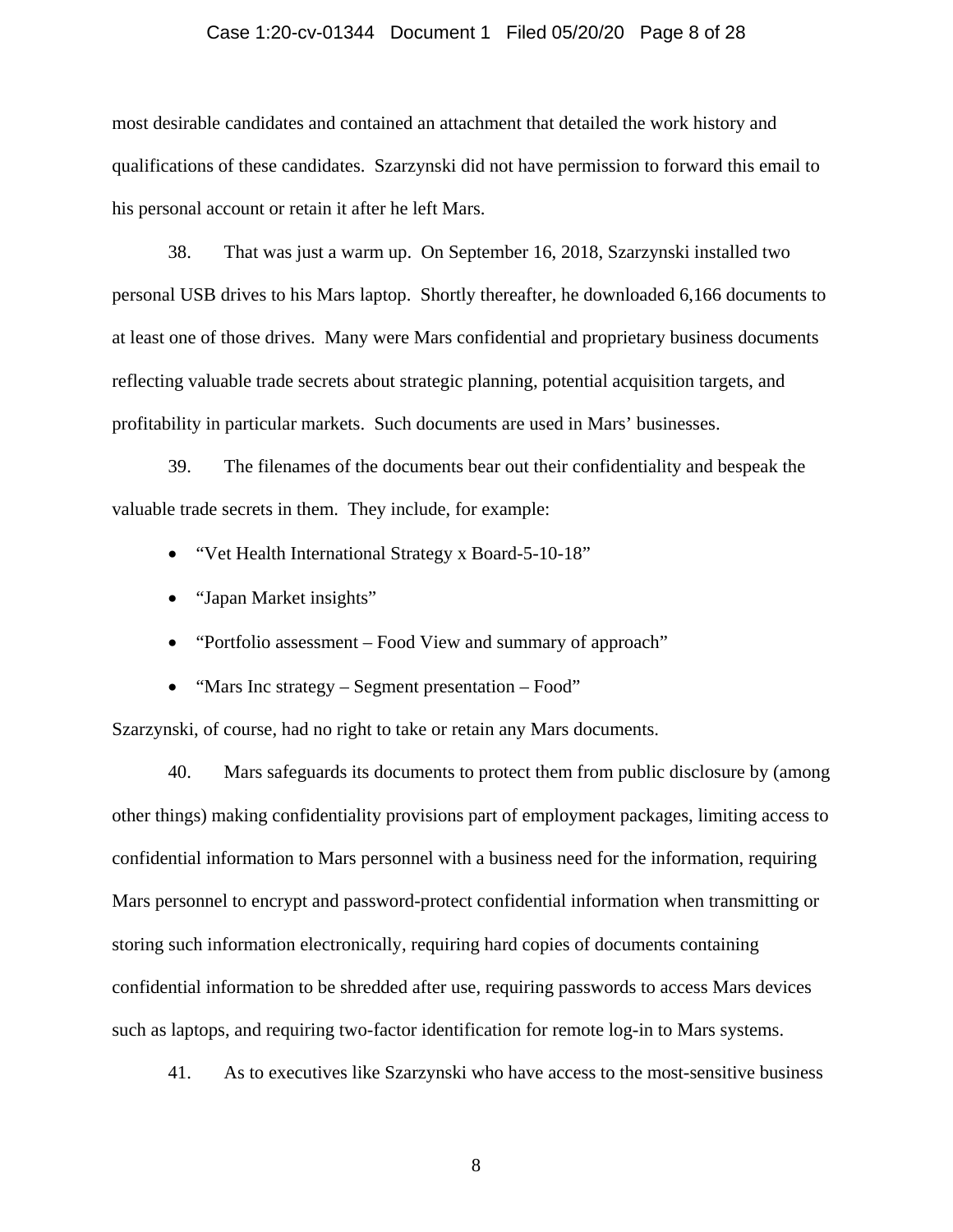most desirable candidates and contained an attachment that detailed the work history and qualifications of these candidates. Szarzynski did not have permission to forward this email to his personal account or retain it after he left Mars.

38. That was just a warm up. On September 16, 2018, Szarzynski installed two personal USB drives to his Mars laptop. Shortly thereafter, he downloaded 6,166 documents to at least one of those drives. Many were Mars confidential and proprietary business documents reflecting valuable trade secrets about strategic planning, potential acquisition targets, and profitability in particular markets. Such documents are used in Mars' businesses.

39. The filenames of the documents bear out their confidentiality and bespeak the valuable trade secrets in them. They include, for example:

- "Vet Health International Strategy x Board-5-10-18"
- "Japan Market insights"
- "Portfolio assessment – Food View and summary of approach"
- "Mars Inc strategy – Segment presentation – Food"

Szarzynski, of course, had no right to take or retain any Mars documents.

40. Mars safeguards its documents to protect them from public disclosure by (among other things) making confidentiality provisions part of employment packages, limiting access to confidential information to Mars personnel with a business need for the information, requiring Mars personnel to encrypt and password-protect confidential information when transmitting or storing such information electronically, requiring hard copies of documents containing confidential information to be shredded after use, requiring passwords to access Mars devices such as laptops, and requiring two-factor identification for remote log-in to Mars systems.

41. As to executives like Szarzynski who have access to the most-sensitive business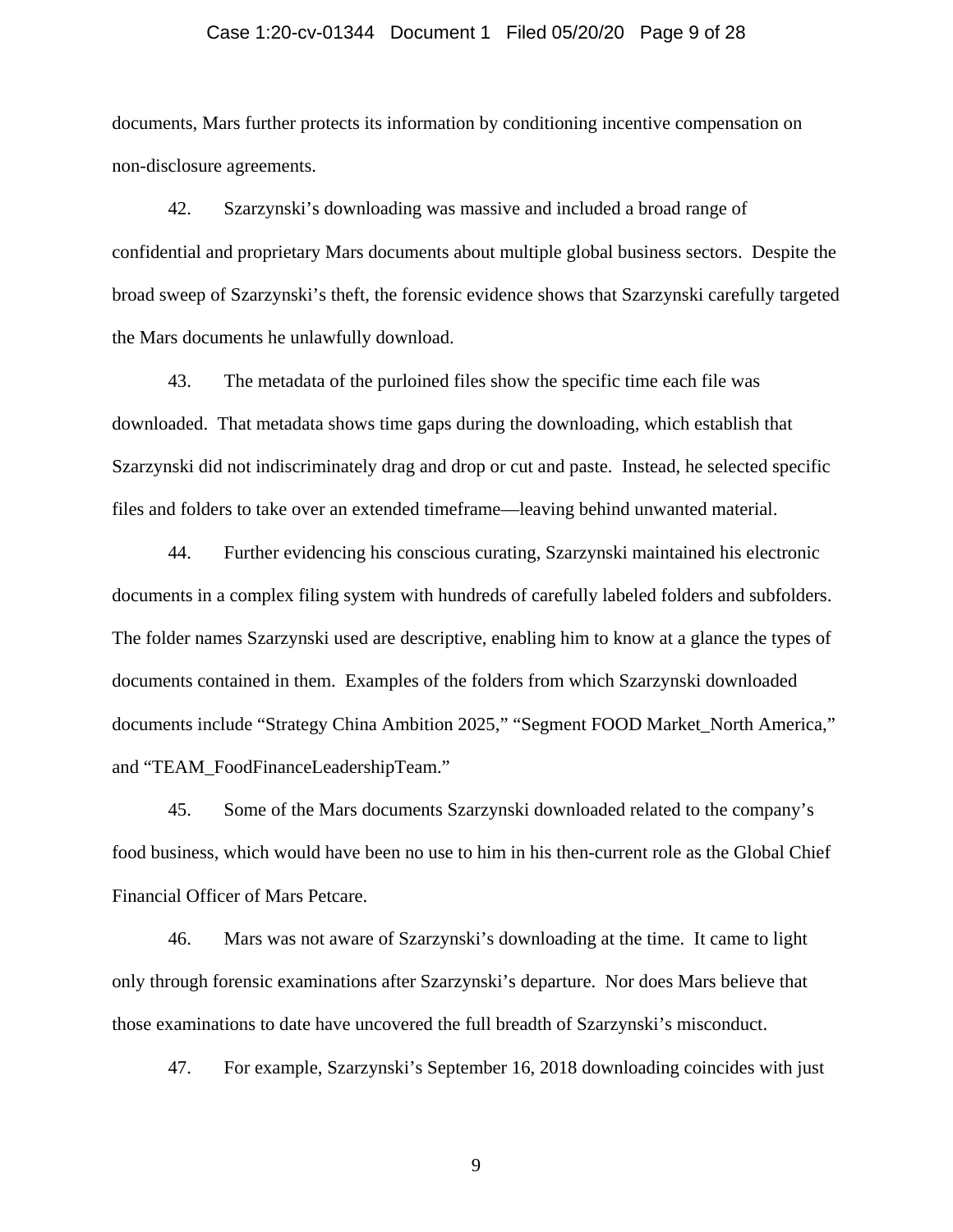documents, Mars further protects its information by conditioning incentive compensation on non-disclosure agreements.

42. Szarzynski's downloading was massive and included a broad range of confidential and proprietary Mars documents about multiple global business sectors. Despite the broad sweep of Szarzynski's theft, the forensic evidence shows that Szarzynski carefully targeted the Mars documents he unlawfully download.

43. The metadata of the purloined files show the specific time each file was downloaded. That metadata shows time gaps during the downloading, which establish that Szarzynski did not indiscriminately drag and drop or cut and paste. Instead, he selected specific files and folders to take over an extended timeframe—leaving behind unwanted material.

44. Further evidencing his conscious curating, Szarzynski maintained his electronic documents in a complex filing system with hundreds of carefully labeled folders and subfolders. The folder names Szarzynski used are descriptive, enabling him to know at a glance the types of documents contained in them. Examples of the folders from which Szarzynski downloaded documents include "Strategy China Ambition 2025," "Segment FOOD Market_North America," and "TEAM_FoodFinanceLeadershipTeam."

45. Some of the Mars documents Szarzynski downloaded related to the company's food business, which would have been no use to him in his then-current role as the Global Chief Financial Officer of Mars Petcare.

46. Mars was not aware of Szarzynski's downloading at the time. It came to light only through forensic examinations after Szarzynski's departure. Nor does Mars believe that those examinations to date have uncovered the full breadth of Szarzynski's misconduct.

47. For example, Szarzynski's September 16, 2018 downloading coincides with just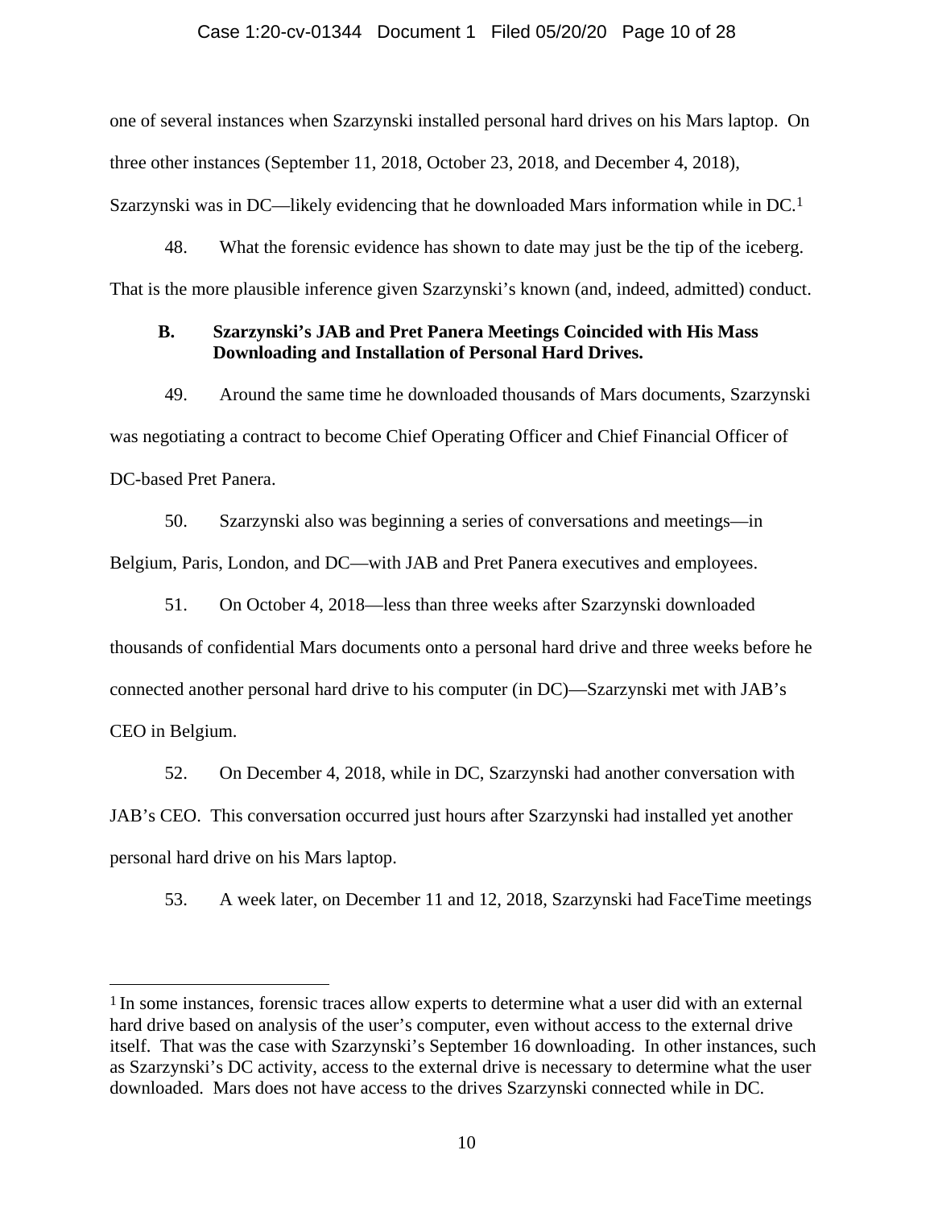one of several instances when Szarzynski installed personal hard drives on his Mars laptop. On three other instances (September 11, 2018, October 23, 2018, and December 4, 2018), Szarzynski was in DC—likely evidencing that he downloaded Mars information while in DC.[1]

48. What the forensic evidence has shown to date may just be the tip of the iceberg. That is the more plausible inference given Szarzynski's known (and, indeed, admitted) conduct.

**B. Szarzynski's JAB and Pret Panera Meetings Coincided with His Mass Downloading and Installation of Personal Hard Drives.**

49. Around the same time he downloaded thousands of Mars documents, Szarzynski was negotiating a contract to become Chief Operating Officer and Chief Financial Officer of DC-based Pret Panera.

50. Szarzynski also was beginning a series of conversations and meetings—in Belgium, Paris, London, and DC—with JAB and Pret Panera executives and employees.

51. On October 4, 2018—less than three weeks after Szarzynski downloaded thousands of confidential Mars documents onto a personal hard drive and three weeks before he connected another personal hard drive to his computer (in DC)—Szarzynski met with JAB's CEO in Belgium.

52. On December 4, 2018, while in DC, Szarzynski had another conversation with JAB's CEO. This conversation occurred just hours after Szarzynski had installed yet another personal hard drive on his Mars laptop.

53. A week later, on December 11 and 12, 2018, Szarzynski had FaceTime meetings

---

[1] In some instances, forensic traces allow experts to determine what a user did with an external hard drive based on analysis of the user's computer, even without access to the external drive itself. That was the case with Szarzynski's September 16 downloading. In other instances, such as Szarzynski's DC activity, access to the external drive is necessary to determine what the user downloaded. Mars does not have access to the drives Szarzynski connected while in DC.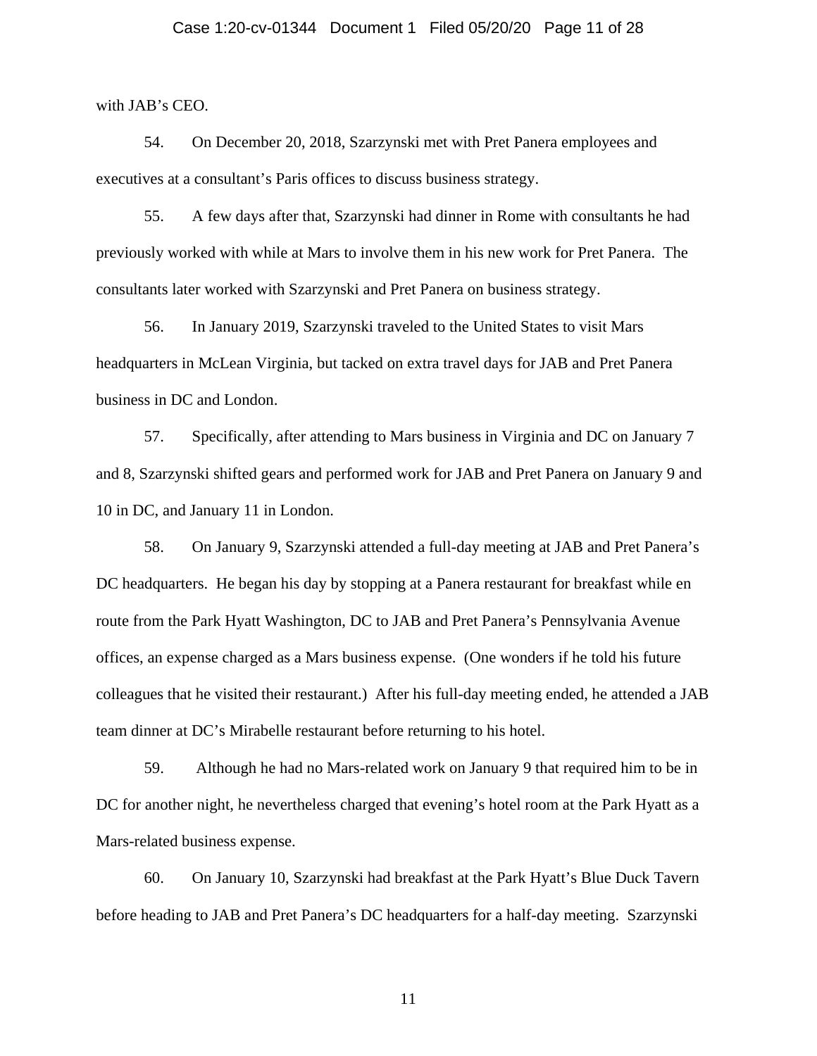with JAB's CEO.

54. On December 20, 2018, Szarzynski met with Pret Panera employees and executives at a consultant's Paris offices to discuss business strategy.

55. A few days after that, Szarzynski had dinner in Rome with consultants he had previously worked with while at Mars to involve them in his new work for Pret Panera. The consultants later worked with Szarzynski and Pret Panera on business strategy.

56. In January 2019, Szarzynski traveled to the United States to visit Mars headquarters in McLean Virginia, but tacked on extra travel days for JAB and Pret Panera business in DC and London.

57. Specifically, after attending to Mars business in Virginia and DC on January 7 and 8, Szarzynski shifted gears and performed work for JAB and Pret Panera on January 9 and 10 in DC, and January 11 in London.

58. On January 9, Szarzynski attended a full-day meeting at JAB and Pret Panera's DC headquarters. He began his day by stopping at a Panera restaurant for breakfast while en route from the Park Hyatt Washington, DC to JAB and Pret Panera's Pennsylvania Avenue offices, an expense charged as a Mars business expense. (One wonders if he told his future colleagues that he visited their restaurant.) After his full-day meeting ended, he attended a JAB team dinner at DC's Mirabelle restaurant before returning to his hotel.

59. Although he had no Mars-related work on January 9 that required him to be in DC for another night, he nevertheless charged that evening's hotel room at the Park Hyatt as a Mars-related business expense.

60. On January 10, Szarzynski had breakfast at the Park Hyatt's Blue Duck Tavern before heading to JAB and Pret Panera's DC headquarters for a half-day meeting. Szarzynski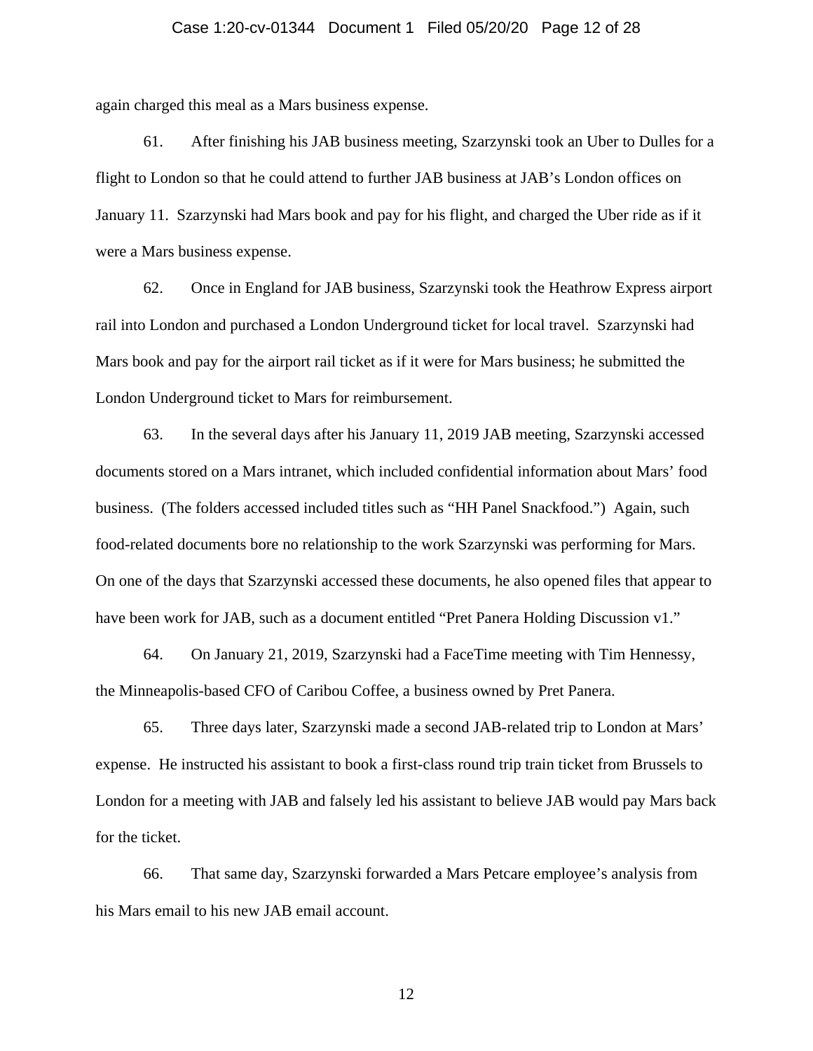again charged this meal as a Mars business expense.

61. After finishing his JAB business meeting, Szarzynski took an Uber to Dulles for a flight to London so that he could attend to further JAB business at JAB's London offices on January 11. Szarzynski had Mars book and pay for his flight, and charged the Uber ride as if it were a Mars business expense.

62. Once in England for JAB business, Szarzynski took the Heathrow Express airport rail into London and purchased a London Underground ticket for local travel. Szarzynski had Mars book and pay for the airport rail ticket as if it were for Mars business; he submitted the London Underground ticket to Mars for reimbursement.

63. In the several days after his January 11, 2019 JAB meeting, Szarzynski accessed documents stored on a Mars intranet, which included confidential information about Mars' food business. (The folders accessed included titles such as "HH Panel Snackfood.") Again, such food-related documents bore no relationship to the work Szarzynski was performing for Mars. On one of the days that Szarzynski accessed these documents, he also opened files that appear to have been work for JAB, such as a document entitled "Pret Panera Holding Discussion v1."

64. On January 21, 2019, Szarzynski had a FaceTime meeting with Tim Hennessy, the Minneapolis-based CFO of Caribou Coffee, a business owned by Pret Panera.

65. Three days later, Szarzynski made a second JAB-related trip to London at Mars' expense. He instructed his assistant to book a first-class round trip train ticket from Brussels to London for a meeting with JAB and falsely led his assistant to believe JAB would pay Mars back for the ticket.

66. That same day, Szarzynski forwarded a Mars Petcare employee's analysis from his Mars email to his new JAB email account.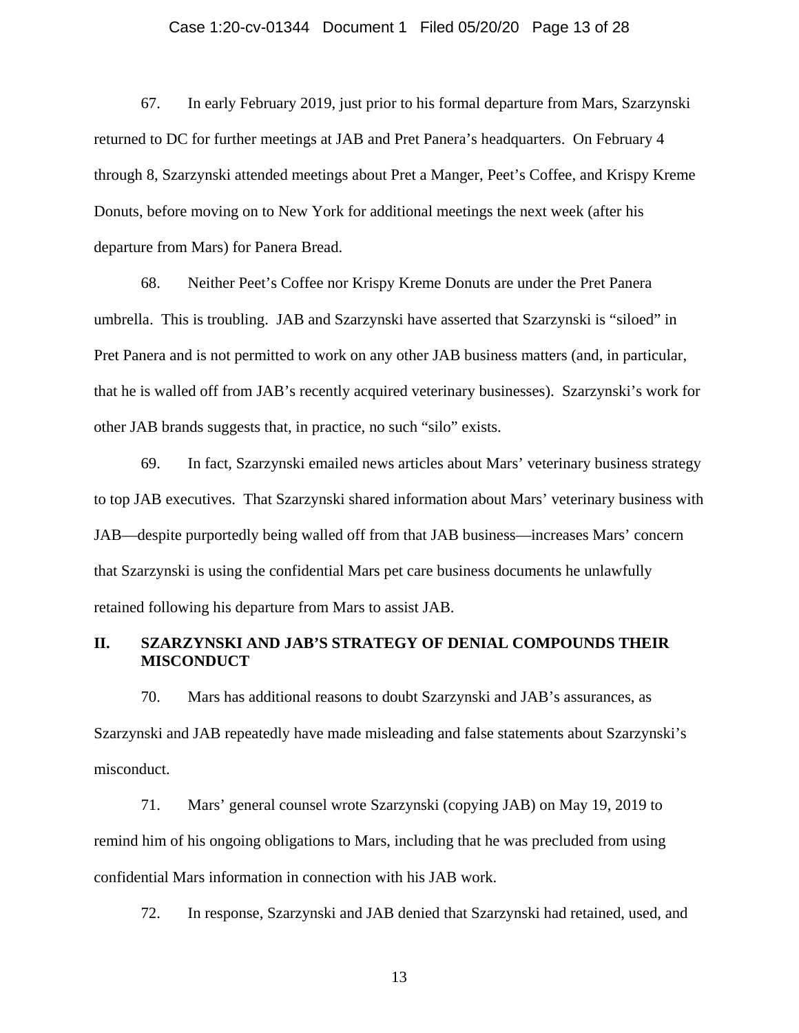67. In early February 2019, just prior to his formal departure from Mars, Szarzynski returned to DC for further meetings at JAB and Pret Panera's headquarters. On February 4 through 8, Szarzynski attended meetings about Pret a Manger, Peet's Coffee, and Krispy Kreme Donuts, before moving on to New York for additional meetings the next week (after his departure from Mars) for Panera Bread.

68. Neither Peet's Coffee nor Krispy Kreme Donuts are under the Pret Panera umbrella. This is troubling. JAB and Szarzynski have asserted that Szarzynski is "siloed" in Pret Panera and is not permitted to work on any other JAB business matters (and, in particular, that he is walled off from JAB's recently acquired veterinary businesses). Szarzynski's work for other JAB brands suggests that, in practice, no such "silo" exists.

69. In fact, Szarzynski emailed news articles about Mars' veterinary business strategy to top JAB executives. That Szarzynski shared information about Mars' veterinary business with JAB—despite purportedly being walled off from that JAB business—increases Mars' concern that Szarzynski is using the confidential Mars pet care business documents he unlawfully retained following his departure from Mars to assist JAB.

## II. SZARZYNSKI AND JAB'S STRATEGY OF DENIAL COMPOUNDS THEIR MISCONDUCT

70. Mars has additional reasons to doubt Szarzynski and JAB's assurances, as Szarzynski and JAB repeatedly have made misleading and false statements about Szarzynski's misconduct.

71. Mars' general counsel wrote Szarzynski (copying JAB) on May 19, 2019 to remind him of his ongoing obligations to Mars, including that he was precluded from using confidential Mars information in connection with his JAB work.

72. In response, Szarzynski and JAB denied that Szarzynski had retained, used, and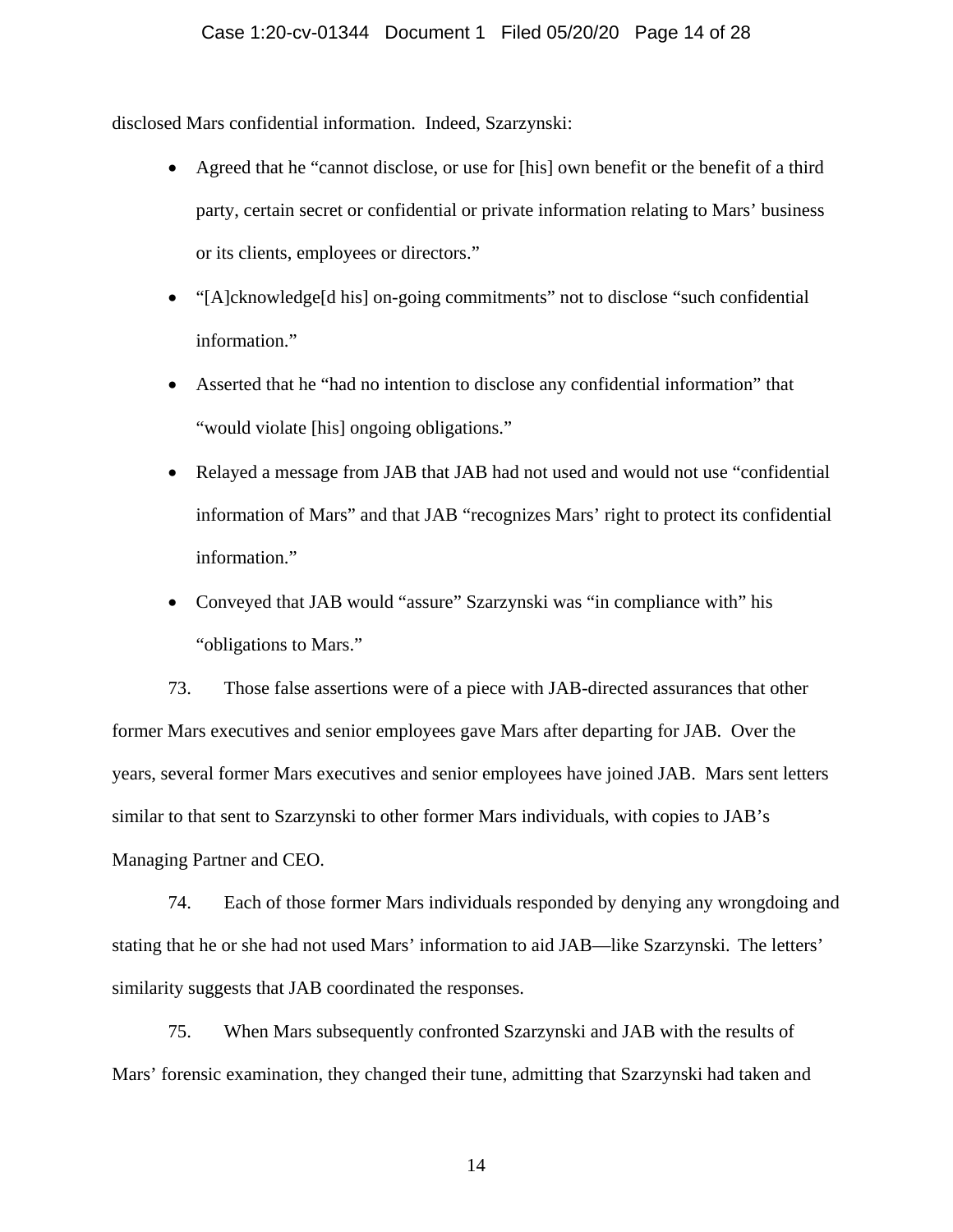disclosed Mars confidential information. Indeed, Szarzynski:

- Agreed that he "cannot disclose, or use for [his] own benefit or the benefit of a third party, certain secret or confidential or private information relating to Mars' business or its clients, employees or directors."
- "[A]cknowledge[d his] on-going commitments" not to disclose "such confidential information."
- Asserted that he "had no intention to disclose any confidential information" that "would violate [his] ongoing obligations."
- Relayed a message from JAB that JAB had not used and would not use "confidential information of Mars" and that JAB "recognizes Mars' right to protect its confidential information."
- Conveyed that JAB would "assure" Szarzynski was "in compliance with" his "obligations to Mars."

73. Those false assertions were of a piece with JAB-directed assurances that other former Mars executives and senior employees gave Mars after departing for JAB. Over the years, several former Mars executives and senior employees have joined JAB. Mars sent letters similar to that sent to Szarzynski to other former Mars individuals, with copies to JAB's Managing Partner and CEO.

74. Each of those former Mars individuals responded by denying any wrongdoing and stating that he or she had not used Mars' information to aid JAB—like Szarzynski. The letters' similarity suggests that JAB coordinated the responses.

75. When Mars subsequently confronted Szarzynski and JAB with the results of Mars' forensic examination, they changed their tune, admitting that Szarzynski had taken and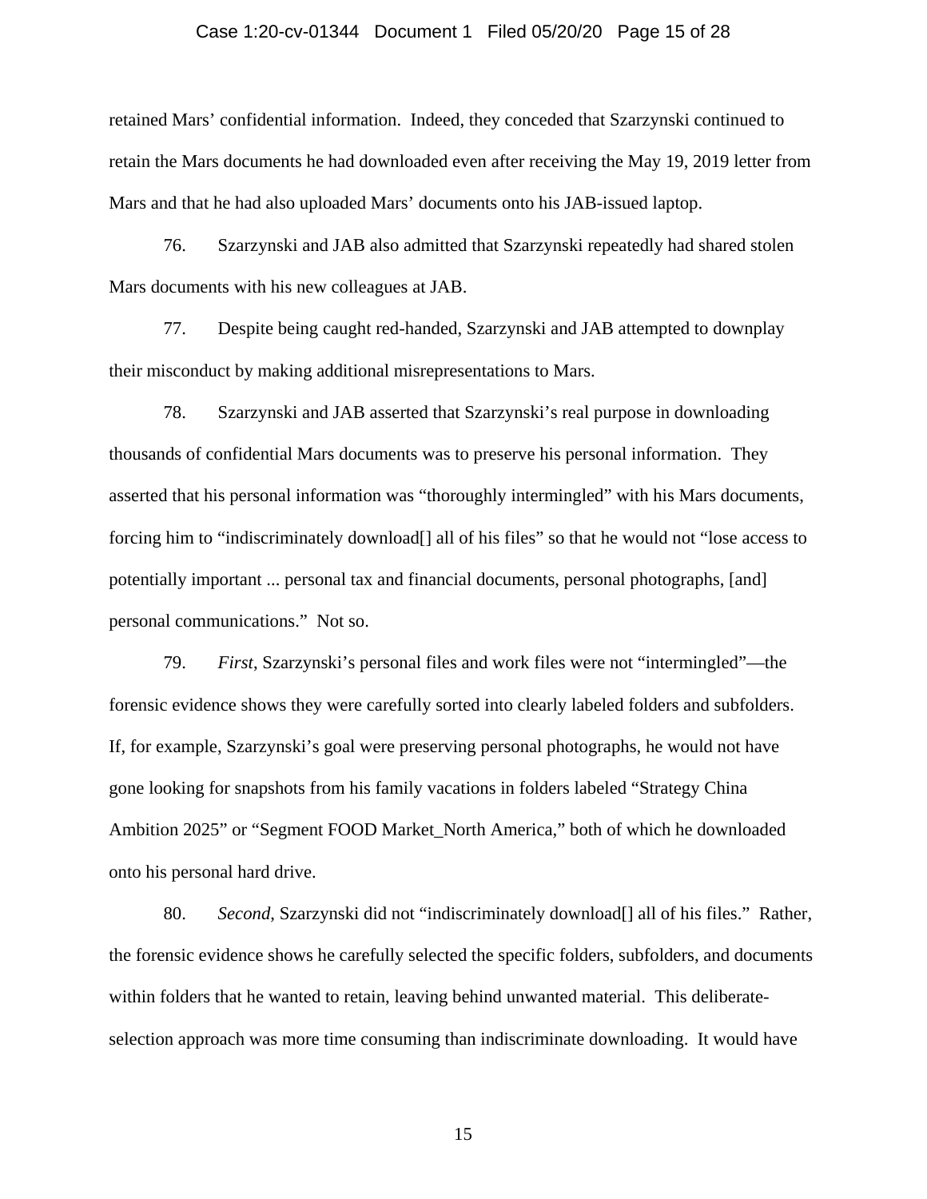retained Mars' confidential information. Indeed, they conceded that Szarzynski continued to retain the Mars documents he had downloaded even after receiving the May 19, 2019 letter from Mars and that he had also uploaded Mars' documents onto his JAB-issued laptop.

76. Szarzynski and JAB also admitted that Szarzynski repeatedly had shared stolen Mars documents with his new colleagues at JAB.

77. Despite being caught red-handed, Szarzynski and JAB attempted to downplay their misconduct by making additional misrepresentations to Mars.

78. Szarzynski and JAB asserted that Szarzynski's real purpose in downloading thousands of confidential Mars documents was to preserve his personal information. They asserted that his personal information was "thoroughly intermingled" with his Mars documents, forcing him to "indiscriminately download[] all of his files" so that he would not "lose access to potentially important ... personal tax and financial documents, personal photographs, [and] personal communications." Not so.

79. *First*, Szarzynski's personal files and work files were not "intermingled"—the forensic evidence shows they were carefully sorted into clearly labeled folders and subfolders. If, for example, Szarzynski's goal were preserving personal photographs, he would not have gone looking for snapshots from his family vacations in folders labeled "Strategy China Ambition 2025" or "Segment FOOD Market_North America," both of which he downloaded onto his personal hard drive.

80. *Second*, Szarzynski did not "indiscriminately download[] all of his files." Rather, the forensic evidence shows he carefully selected the specific folders, subfolders, and documents within folders that he wanted to retain, leaving behind unwanted material. This deliberate-selection approach was more time consuming than indiscriminate downloading. It would have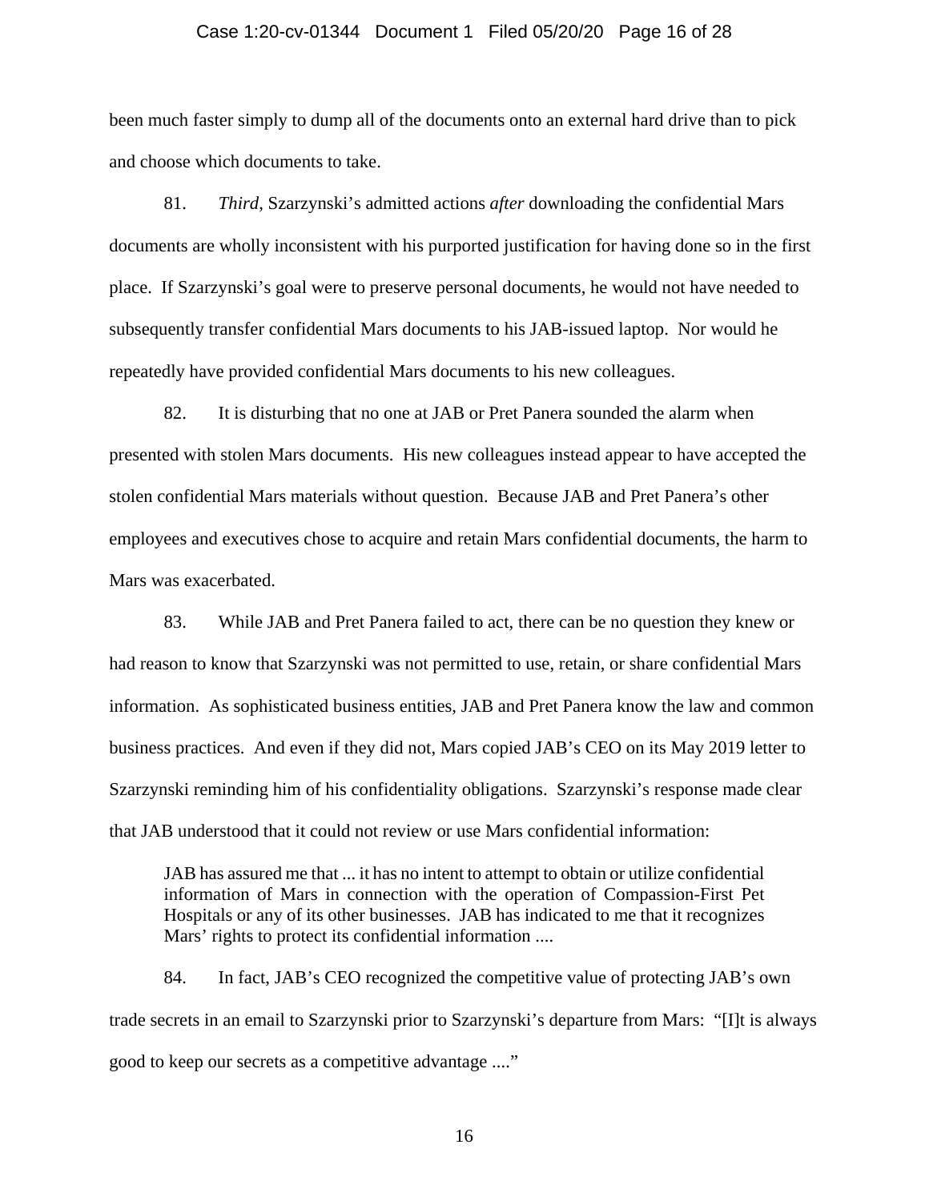been much faster simply to dump all of the documents onto an external hard drive than to pick and choose which documents to take.

81. *Third*, Szarzynski's admitted actions *after* downloading the confidential Mars documents are wholly inconsistent with his purported justification for having done so in the first place. If Szarzynski's goal were to preserve personal documents, he would not have needed to subsequently transfer confidential Mars documents to his JAB-issued laptop. Nor would he repeatedly have provided confidential Mars documents to his new colleagues.

82. It is disturbing that no one at JAB or Pret Panera sounded the alarm when presented with stolen Mars documents. His new colleagues instead appear to have accepted the stolen confidential Mars materials without question. Because JAB and Pret Panera's other employees and executives chose to acquire and retain Mars confidential documents, the harm to Mars was exacerbated.

83. While JAB and Pret Panera failed to act, there can be no question they knew or had reason to know that Szarzynski was not permitted to use, retain, or share confidential Mars information. As sophisticated business entities, JAB and Pret Panera know the law and common business practices. And even if they did not, Mars copied JAB's CEO on its May 2019 letter to Szarzynski reminding him of his confidentiality obligations. Szarzynski's response made clear that JAB understood that it could not review or use Mars confidential information:

> JAB has assured me that ... it has no intent to attempt to obtain or utilize confidential information of Mars in connection with the operation of Compassion-First Pet Hospitals or any of its other businesses. JAB has indicated to me that it recognizes Mars' rights to protect its confidential information ....

84. In fact, JAB's CEO recognized the competitive value of protecting JAB's own trade secrets in an email to Szarzynski prior to Szarzynski's departure from Mars: "[I]t is always good to keep our secrets as a competitive advantage ...."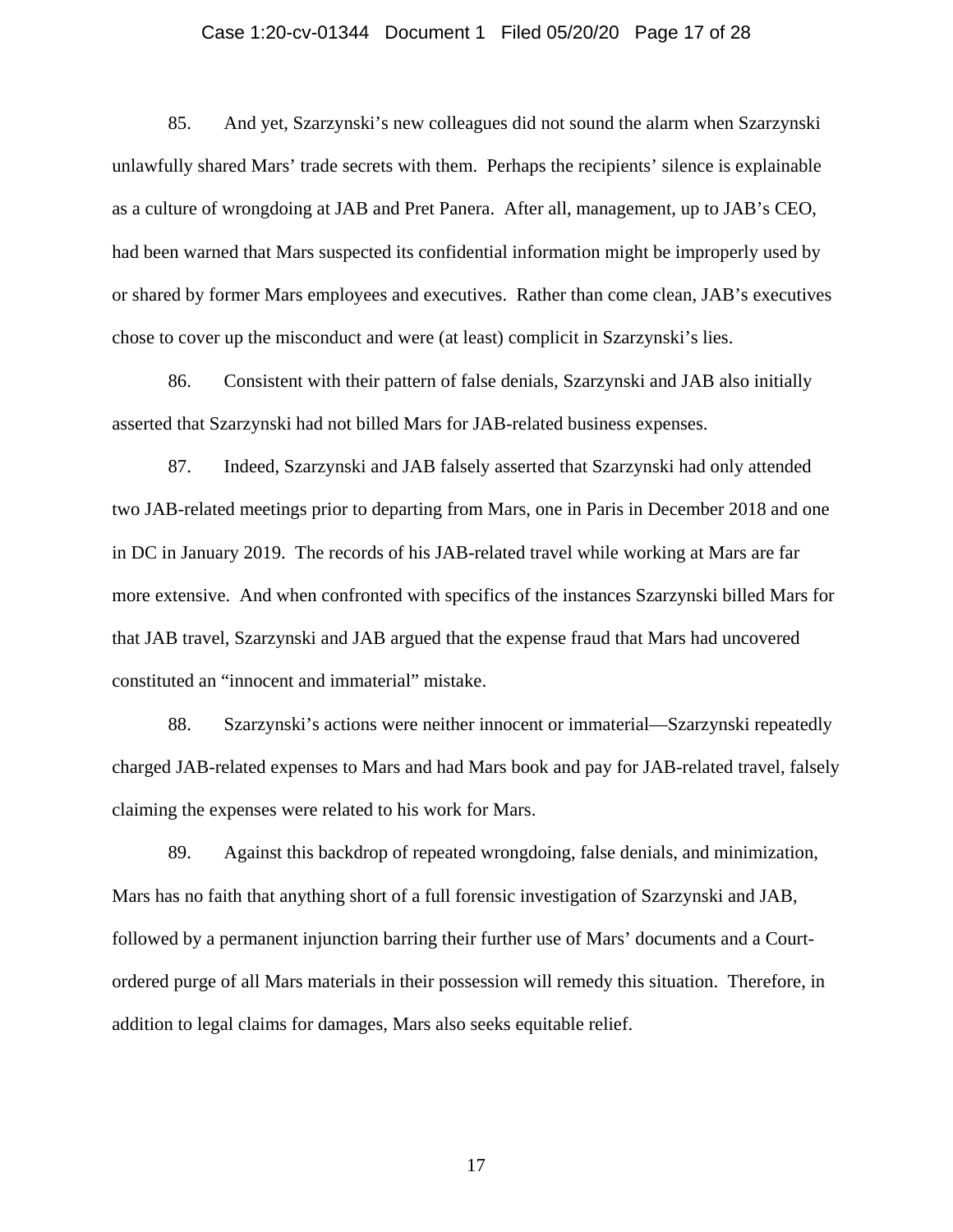85. And yet, Szarzynski's new colleagues did not sound the alarm when Szarzynski unlawfully shared Mars' trade secrets with them. Perhaps the recipients' silence is explainable as a culture of wrongdoing at JAB and Pret Panera. After all, management, up to JAB's CEO, had been warned that Mars suspected its confidential information might be improperly used by or shared by former Mars employees and executives. Rather than come clean, JAB's executives chose to cover up the misconduct and were (at least) complicit in Szarzynski's lies.

86. Consistent with their pattern of false denials, Szarzynski and JAB also initially asserted that Szarzynski had not billed Mars for JAB-related business expenses.

87. Indeed, Szarzynski and JAB falsely asserted that Szarzynski had only attended two JAB-related meetings prior to departing from Mars, one in Paris in December 2018 and one in DC in January 2019. The records of his JAB-related travel while working at Mars are far more extensive. And when confronted with specifics of the instances Szarzynski billed Mars for that JAB travel, Szarzynski and JAB argued that the expense fraud that Mars had uncovered constituted an "innocent and immaterial" mistake.

88. Szarzynski's actions were neither innocent or immaterial—Szarzynski repeatedly charged JAB-related expenses to Mars and had Mars book and pay for JAB-related travel, falsely claiming the expenses were related to his work for Mars.

89. Against this backdrop of repeated wrongdoing, false denials, and minimization, Mars has no faith that anything short of a full forensic investigation of Szarzynski and JAB, followed by a permanent injunction barring their further use of Mars' documents and a Court-ordered purge of all Mars materials in their possession will remedy this situation. Therefore, in addition to legal claims for damages, Mars also seeks equitable relief.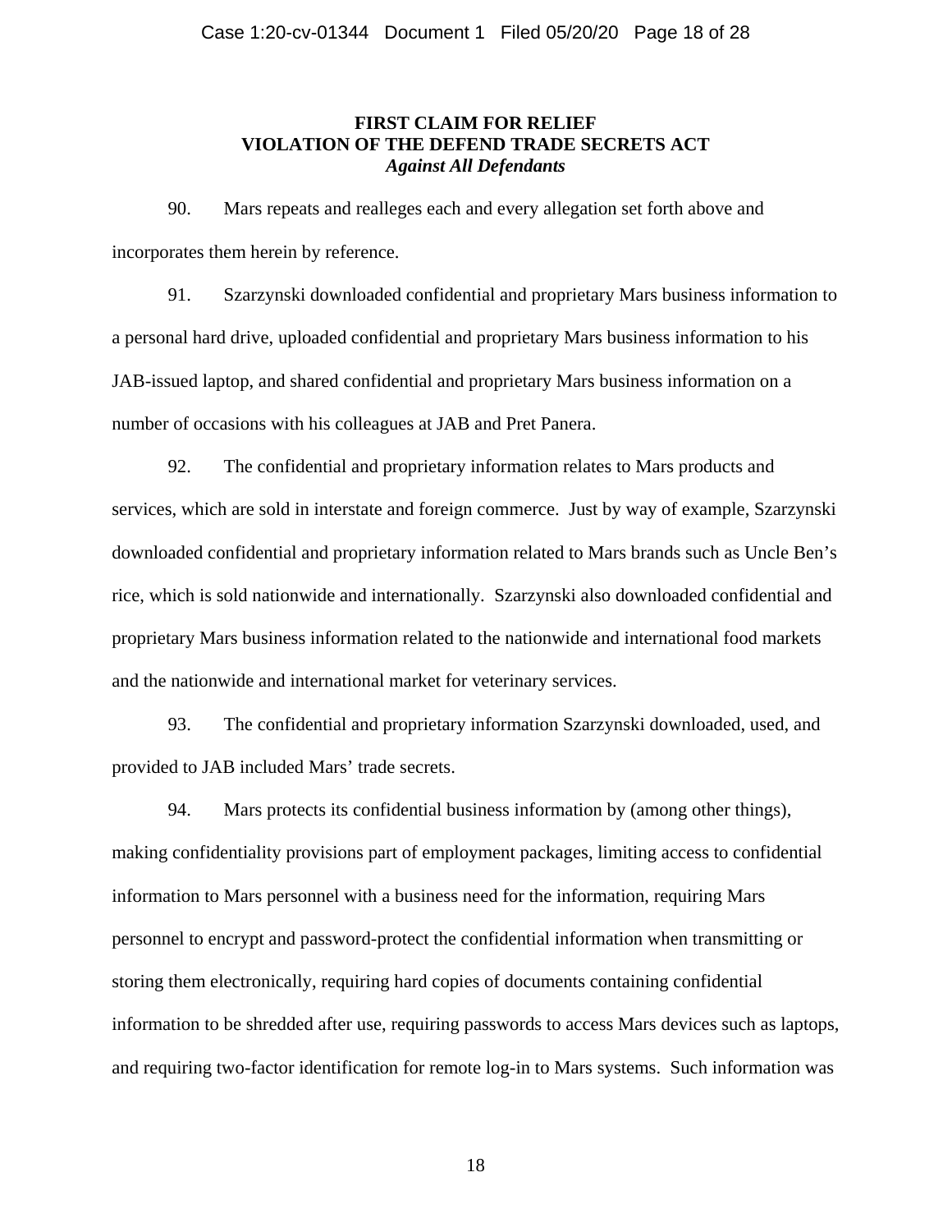**FIRST CLAIM FOR RELIEF**
**VIOLATION OF THE DEFEND TRADE SECRETS ACT**
***Against All Defendants***

90. Mars repeats and realleges each and every allegation set forth above and incorporates them herein by reference.

91. Szarzynski downloaded confidential and proprietary Mars business information to a personal hard drive, uploaded confidential and proprietary Mars business information to his JAB-issued laptop, and shared confidential and proprietary Mars business information on a number of occasions with his colleagues at JAB and Pret Panera.

92. The confidential and proprietary information relates to Mars products and services, which are sold in interstate and foreign commerce. Just by way of example, Szarzynski downloaded confidential and proprietary information related to Mars brands such as Uncle Ben's rice, which is sold nationwide and internationally. Szarzynski also downloaded confidential and proprietary Mars business information related to the nationwide and international food markets and the nationwide and international market for veterinary services.

93. The confidential and proprietary information Szarzynski downloaded, used, and provided to JAB included Mars' trade secrets.

94. Mars protects its confidential business information by (among other things), making confidentiality provisions part of employment packages, limiting access to confidential information to Mars personnel with a business need for the information, requiring Mars personnel to encrypt and password-protect the confidential information when transmitting or storing them electronically, requiring hard copies of documents containing confidential information to be shredded after use, requiring passwords to access Mars devices such as laptops, and requiring two-factor identification for remote log-in to Mars systems. Such information was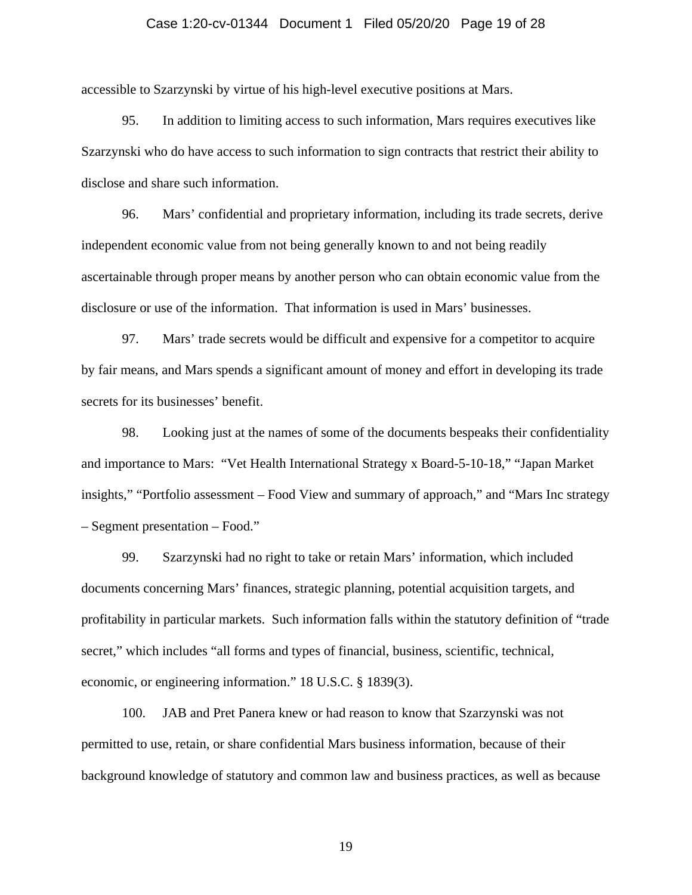accessible to Szarzynski by virtue of his high-level executive positions at Mars.

95. In addition to limiting access to such information, Mars requires executives like Szarzynski who do have access to such information to sign contracts that restrict their ability to disclose and share such information.

96. Mars' confidential and proprietary information, including its trade secrets, derive independent economic value from not being generally known to and not being readily ascertainable through proper means by another person who can obtain economic value from the disclosure or use of the information. That information is used in Mars' businesses.

97. Mars' trade secrets would be difficult and expensive for a competitor to acquire by fair means, and Mars spends a significant amount of money and effort in developing its trade secrets for its businesses' benefit.

98. Looking just at the names of some of the documents bespeaks their confidentiality and importance to Mars: "Vet Health International Strategy x Board-5-10-18," "Japan Market insights," "Portfolio assessment – Food View and summary of approach," and "Mars Inc strategy – Segment presentation – Food."

99. Szarzynski had no right to take or retain Mars' information, which included documents concerning Mars' finances, strategic planning, potential acquisition targets, and profitability in particular markets. Such information falls within the statutory definition of "trade secret," which includes "all forms and types of financial, business, scientific, technical, economic, or engineering information." 18 U.S.C. § 1839(3).

100. JAB and Pret Panera knew or had reason to know that Szarzynski was not permitted to use, retain, or share confidential Mars business information, because of their background knowledge of statutory and common law and business practices, as well as because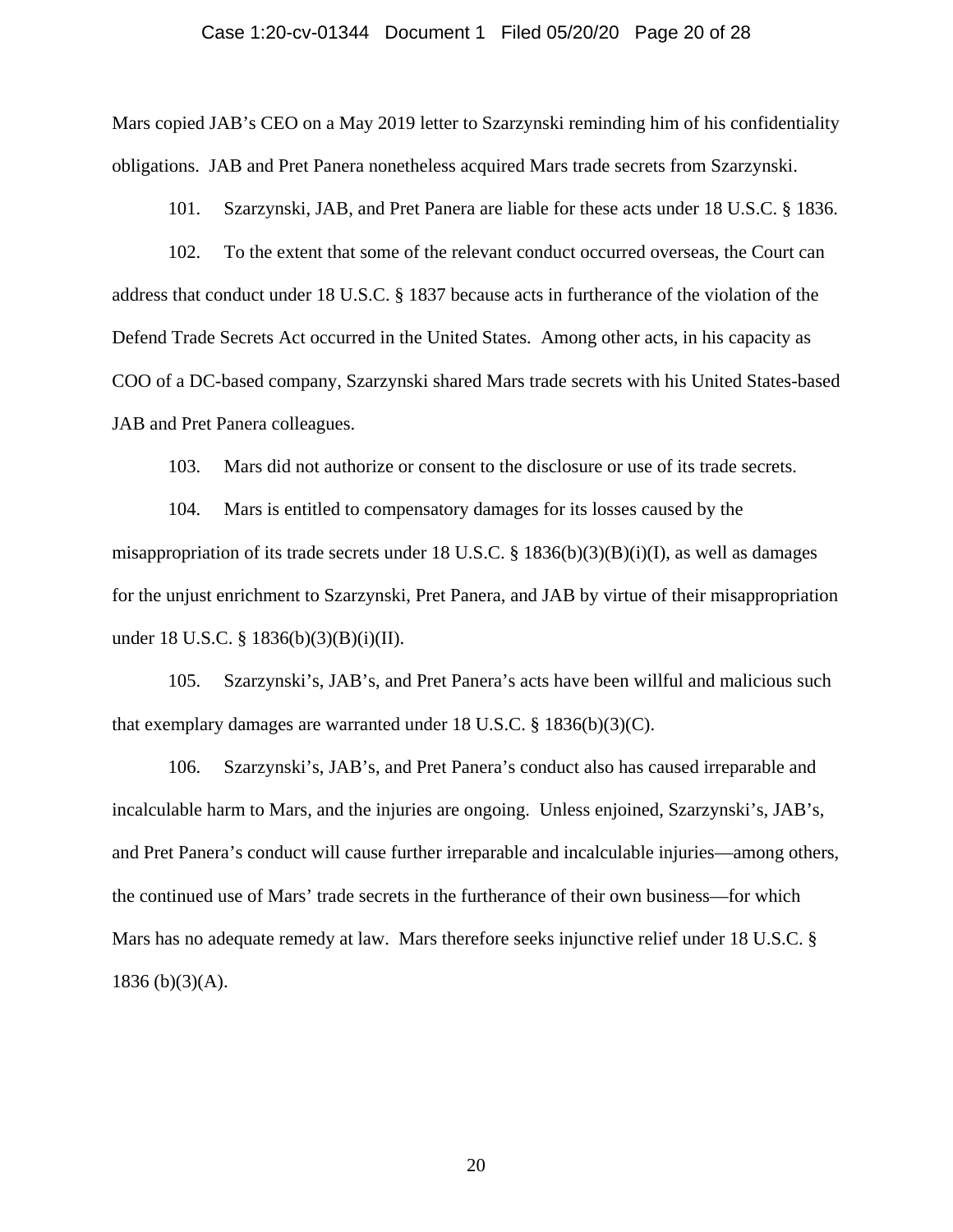Mars copied JAB's CEO on a May 2019 letter to Szarzynski reminding him of his confidentiality obligations. JAB and Pret Panera nonetheless acquired Mars trade secrets from Szarzynski.

101. Szarzynski, JAB, and Pret Panera are liable for these acts under 18 U.S.C. § 1836.

102. To the extent that some of the relevant conduct occurred overseas, the Court can address that conduct under 18 U.S.C. § 1837 because acts in furtherance of the violation of the Defend Trade Secrets Act occurred in the United States. Among other acts, in his capacity as COO of a DC-based company, Szarzynski shared Mars trade secrets with his United States-based JAB and Pret Panera colleagues.

103. Mars did not authorize or consent to the disclosure or use of its trade secrets.

104. Mars is entitled to compensatory damages for its losses caused by the misappropriation of its trade secrets under 18 U.S.C. § 1836(b)(3)(B)(i)(I), as well as damages for the unjust enrichment to Szarzynski, Pret Panera, and JAB by virtue of their misappropriation under 18 U.S.C. § 1836(b)(3)(B)(i)(II).

105. Szarzynski's, JAB's, and Pret Panera's acts have been willful and malicious such that exemplary damages are warranted under 18 U.S.C. § 1836(b)(3)(C).

106. Szarzynski's, JAB's, and Pret Panera's conduct also has caused irreparable and incalculable harm to Mars, and the injuries are ongoing. Unless enjoined, Szarzynski's, JAB's, and Pret Panera's conduct will cause further irreparable and incalculable injuries—among others, the continued use of Mars' trade secrets in the furtherance of their own business—for which Mars has no adequate remedy at law. Mars therefore seeks injunctive relief under 18 U.S.C. § 1836 (b)(3)(A).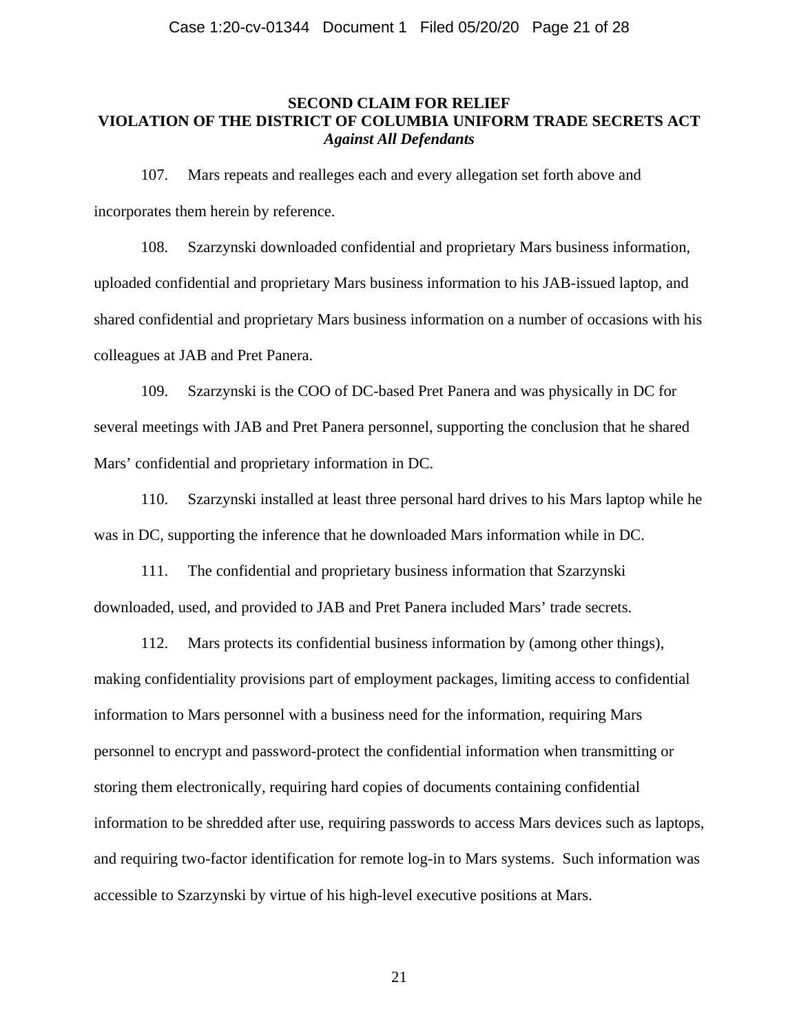**SECOND CLAIM FOR RELIEF**
**VIOLATION OF THE DISTRICT OF COLUMBIA UNIFORM TRADE SECRETS ACT**
***Against All Defendants***

107. Mars repeats and realleges each and every allegation set forth above and incorporates them herein by reference.

108. Szarzynski downloaded confidential and proprietary Mars business information, uploaded confidential and proprietary Mars business information to his JAB-issued laptop, and shared confidential and proprietary Mars business information on a number of occasions with his colleagues at JAB and Pret Panera.

109. Szarzynski is the COO of DC-based Pret Panera and was physically in DC for several meetings with JAB and Pret Panera personnel, supporting the conclusion that he shared Mars' confidential and proprietary information in DC.

110. Szarzynski installed at least three personal hard drives to his Mars laptop while he was in DC, supporting the inference that he downloaded Mars information while in DC.

111. The confidential and proprietary business information that Szarzynski downloaded, used, and provided to JAB and Pret Panera included Mars' trade secrets.

112. Mars protects its confidential business information by (among other things), making confidentiality provisions part of employment packages, limiting access to confidential information to Mars personnel with a business need for the information, requiring Mars personnel to encrypt and password-protect the confidential information when transmitting or storing them electronically, requiring hard copies of documents containing confidential information to be shredded after use, requiring passwords to access Mars devices such as laptops, and requiring two-factor identification for remote log-in to Mars systems. Such information was accessible to Szarzynski by virtue of his high-level executive positions at Mars.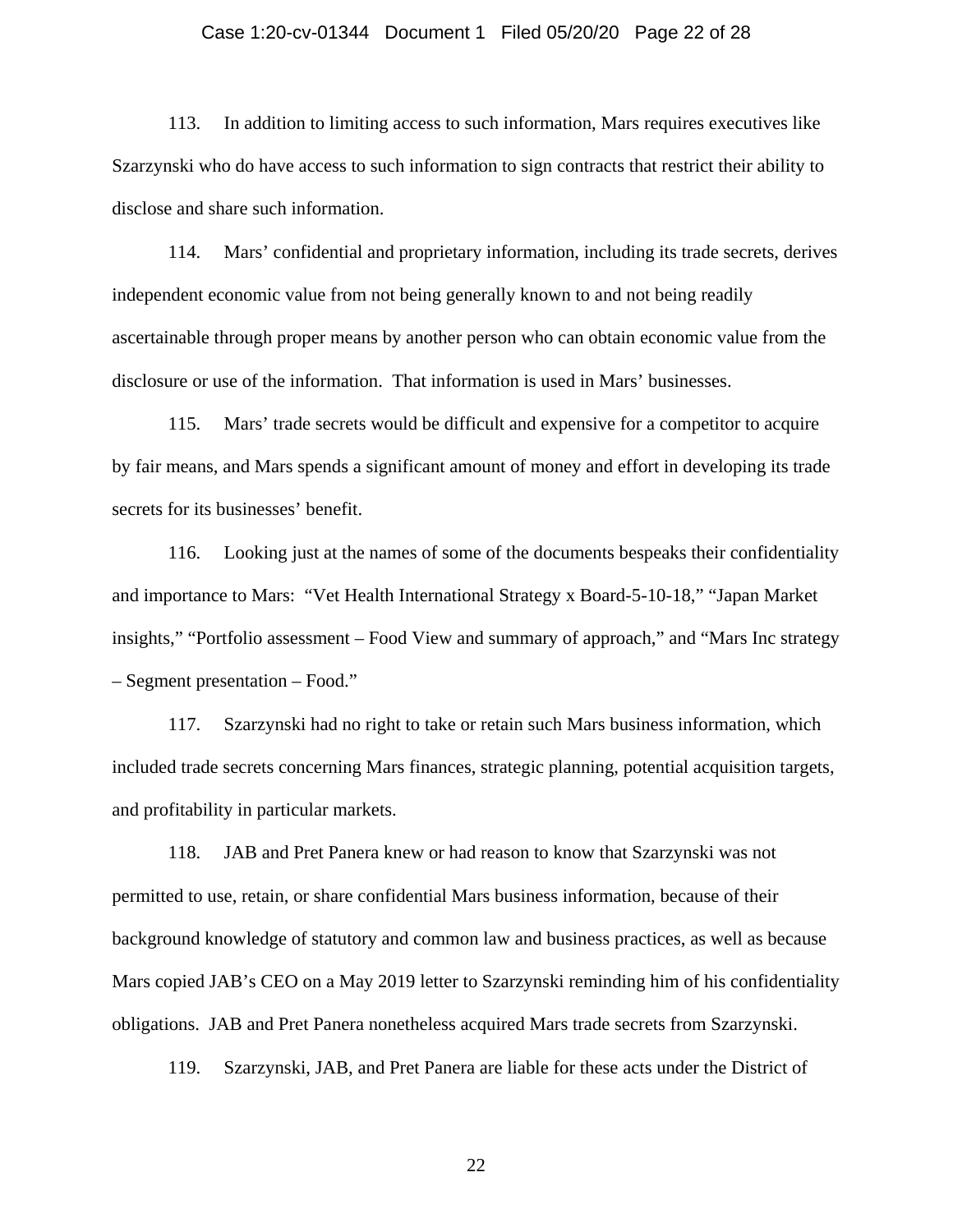113. In addition to limiting access to such information, Mars requires executives like Szarzynski who do have access to such information to sign contracts that restrict their ability to disclose and share such information.

114. Mars' confidential and proprietary information, including its trade secrets, derives independent economic value from not being generally known to and not being readily ascertainable through proper means by another person who can obtain economic value from the disclosure or use of the information. That information is used in Mars' businesses.

115. Mars' trade secrets would be difficult and expensive for a competitor to acquire by fair means, and Mars spends a significant amount of money and effort in developing its trade secrets for its businesses' benefit.

116. Looking just at the names of some of the documents bespeaks their confidentiality and importance to Mars: "Vet Health International Strategy x Board-5-10-18," "Japan Market insights," "Portfolio assessment – Food View and summary of approach," and "Mars Inc strategy – Segment presentation – Food."

117. Szarzynski had no right to take or retain such Mars business information, which included trade secrets concerning Mars finances, strategic planning, potential acquisition targets, and profitability in particular markets.

118. JAB and Pret Panera knew or had reason to know that Szarzynski was not permitted to use, retain, or share confidential Mars business information, because of their background knowledge of statutory and common law and business practices, as well as because Mars copied JAB's CEO on a May 2019 letter to Szarzynski reminding him of his confidentiality obligations. JAB and Pret Panera nonetheless acquired Mars trade secrets from Szarzynski.

119. Szarzynski, JAB, and Pret Panera are liable for these acts under the District of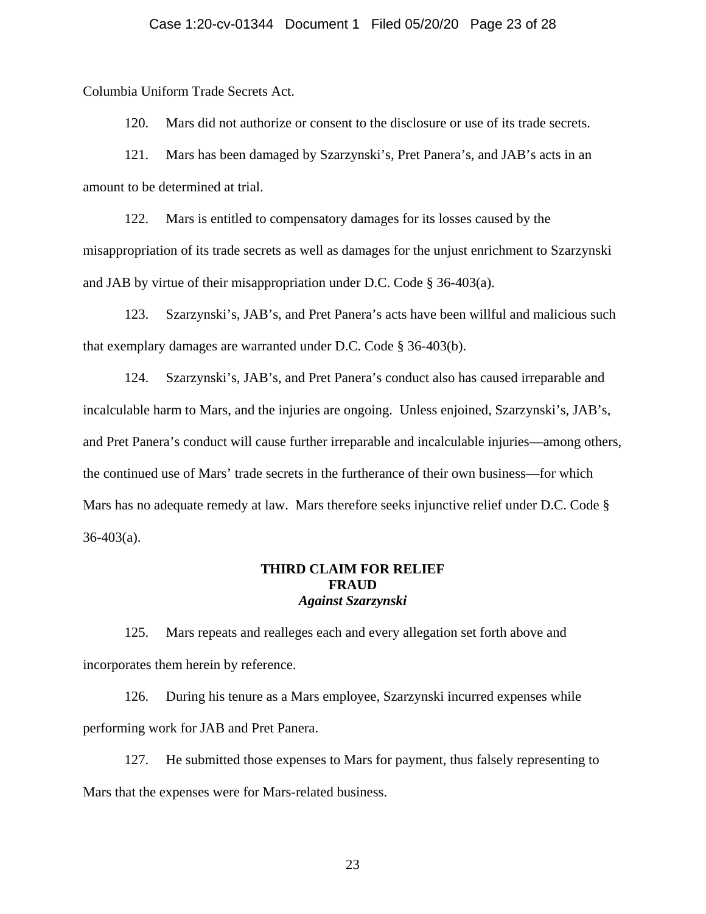Columbia Uniform Trade Secrets Act.

120. Mars did not authorize or consent to the disclosure or use of its trade secrets.

121. Mars has been damaged by Szarzynski's, Pret Panera's, and JAB's acts in an amount to be determined at trial.

122. Mars is entitled to compensatory damages for its losses caused by the misappropriation of its trade secrets as well as damages for the unjust enrichment to Szarzynski and JAB by virtue of their misappropriation under D.C. Code § 36-403(a).

123. Szarzynski's, JAB's, and Pret Panera's acts have been willful and malicious such that exemplary damages are warranted under D.C. Code § 36-403(b).

124. Szarzynski's, JAB's, and Pret Panera's conduct also has caused irreparable and incalculable harm to Mars, and the injuries are ongoing. Unless enjoined, Szarzynski's, JAB's, and Pret Panera's conduct will cause further irreparable and incalculable injuries—among others, the continued use of Mars' trade secrets in the furtherance of their own business—for which Mars has no adequate remedy at law. Mars therefore seeks injunctive relief under D.C. Code § 36-403(a).

## THIRD CLAIM FOR RELIEF
## FRAUD
### *Against Szarzynski*

125. Mars repeats and realleges each and every allegation set forth above and incorporates them herein by reference.

126. During his tenure as a Mars employee, Szarzynski incurred expenses while performing work for JAB and Pret Panera.

127. He submitted those expenses to Mars for payment, thus falsely representing to Mars that the expenses were for Mars-related business.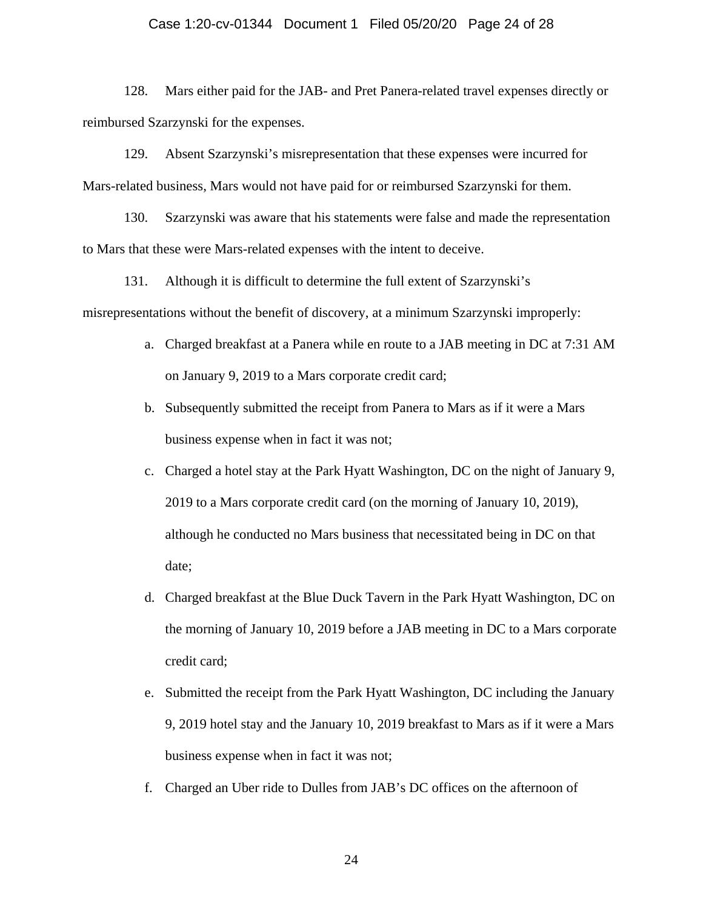128. Mars either paid for the JAB- and Pret Panera-related travel expenses directly or reimbursed Szarzynski for the expenses.

129. Absent Szarzynski's misrepresentation that these expenses were incurred for Mars-related business, Mars would not have paid for or reimbursed Szarzynski for them.

130. Szarzynski was aware that his statements were false and made the representation to Mars that these were Mars-related expenses with the intent to deceive.

131. Although it is difficult to determine the full extent of Szarzynski's misrepresentations without the benefit of discovery, at a minimum Szarzynski improperly:

a. Charged breakfast at a Panera while en route to a JAB meeting in DC at 7:31 AM on January 9, 2019 to a Mars corporate credit card;

b. Subsequently submitted the receipt from Panera to Mars as if it were a Mars business expense when in fact it was not;

c. Charged a hotel stay at the Park Hyatt Washington, DC on the night of January 9, 2019 to a Mars corporate credit card (on the morning of January 10, 2019), although he conducted no Mars business that necessitated being in DC on that date;

d. Charged breakfast at the Blue Duck Tavern in the Park Hyatt Washington, DC on the morning of January 10, 2019 before a JAB meeting in DC to a Mars corporate credit card;

e. Submitted the receipt from the Park Hyatt Washington, DC including the January 9, 2019 hotel stay and the January 10, 2019 breakfast to Mars as if it were a Mars business expense when in fact it was not;

f. Charged an Uber ride to Dulles from JAB's DC offices on the afternoon of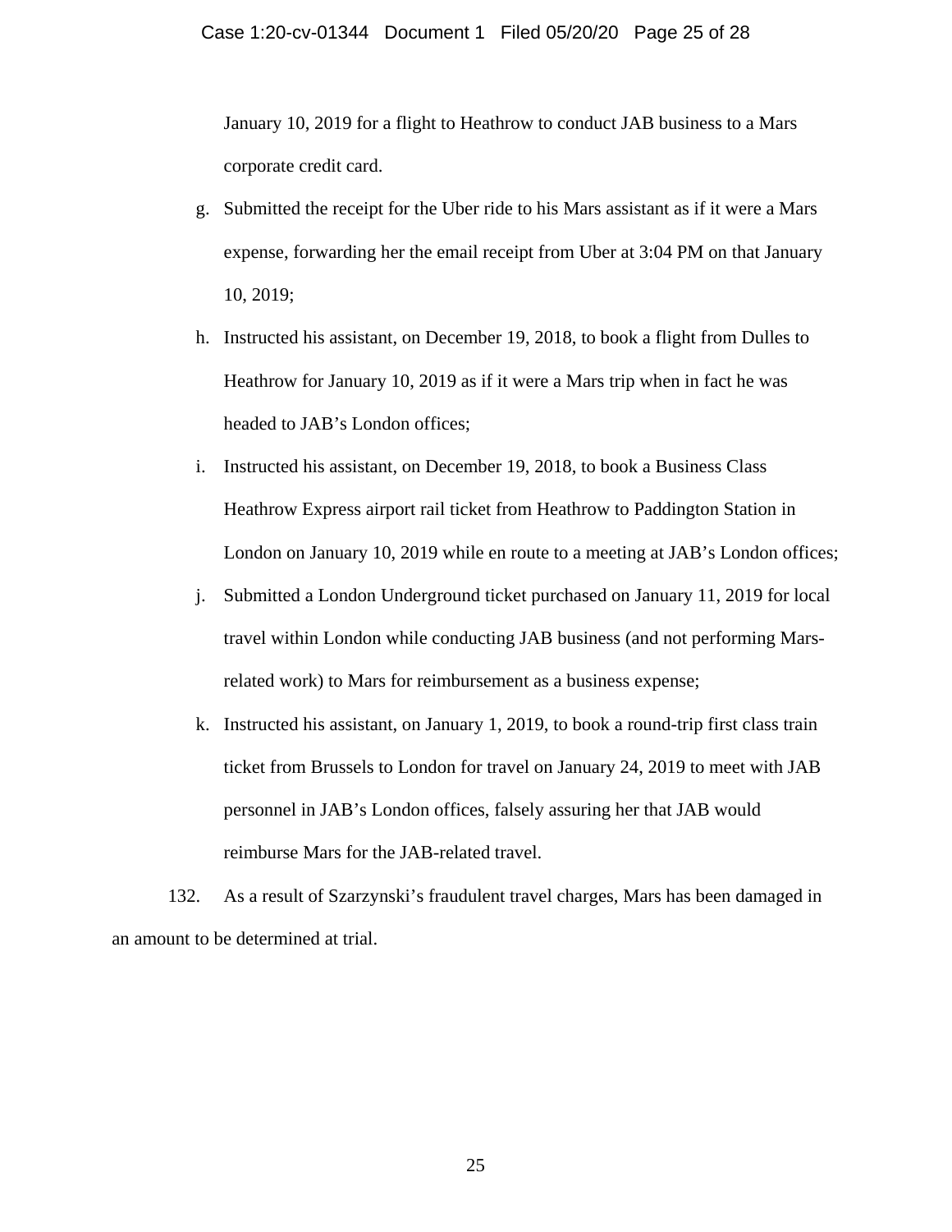January 10, 2019 for a flight to Heathrow to conduct JAB business to a Mars corporate credit card.

g. Submitted the receipt for the Uber ride to his Mars assistant as if it were a Mars expense, forwarding her the email receipt from Uber at 3:04 PM on that January 10, 2019;

h. Instructed his assistant, on December 19, 2018, to book a flight from Dulles to Heathrow for January 10, 2019 as if it were a Mars trip when in fact he was headed to JAB's London offices;

i. Instructed his assistant, on December 19, 2018, to book a Business Class Heathrow Express airport rail ticket from Heathrow to Paddington Station in London on January 10, 2019 while en route to a meeting at JAB's London offices;

j. Submitted a London Underground ticket purchased on January 11, 2019 for local travel within London while conducting JAB business (and not performing Mars-related work) to Mars for reimbursement as a business expense;

k. Instructed his assistant, on January 1, 2019, to book a round-trip first class train ticket from Brussels to London for travel on January 24, 2019 to meet with JAB personnel in JAB's London offices, falsely assuring her that JAB would reimburse Mars for the JAB-related travel.

132. As a result of Szarzynski's fraudulent travel charges, Mars has been damaged in an amount to be determined at trial.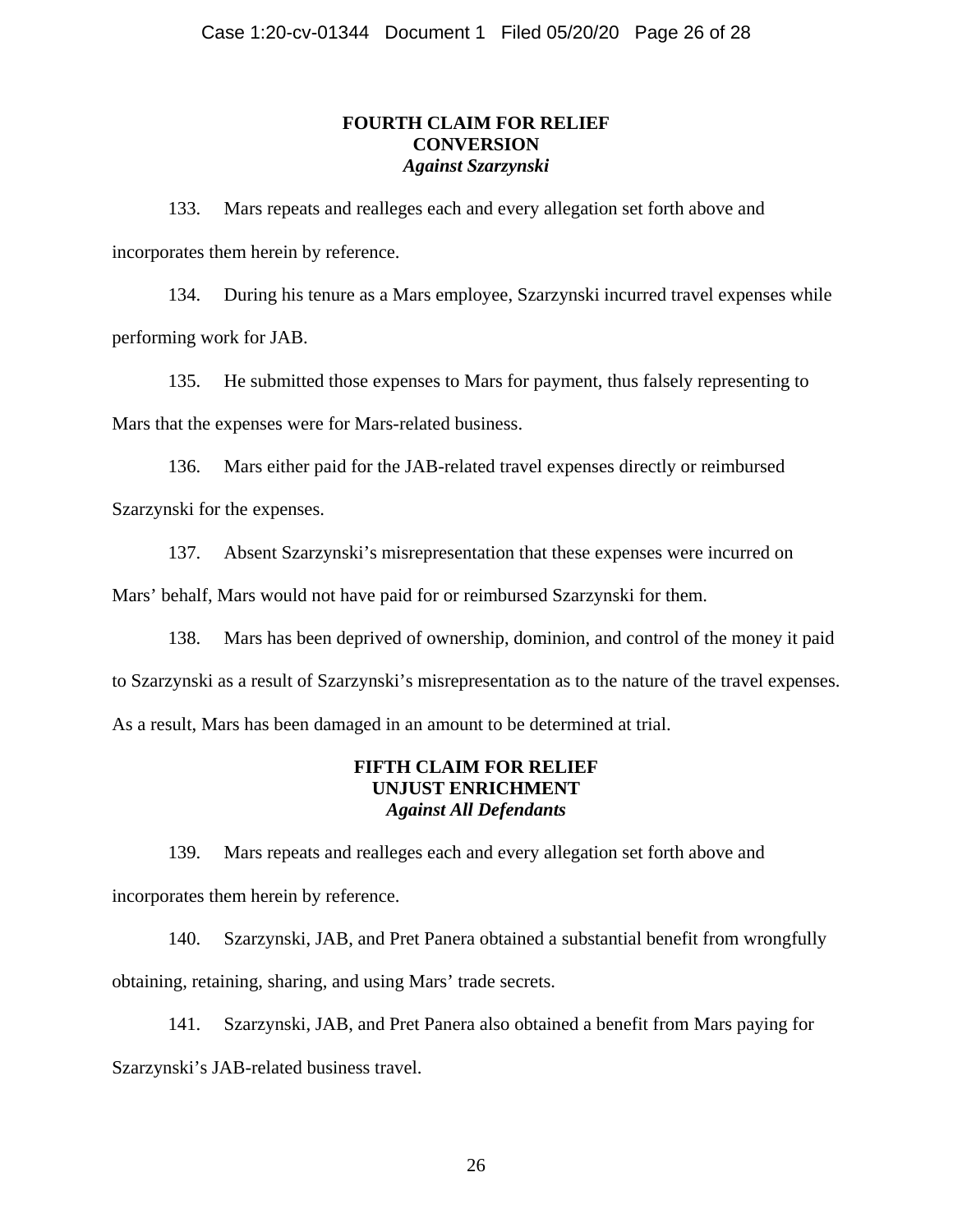### FOURTH CLAIM FOR RELIEF
### CONVERSION
### *Against Szarzynski*

133. Mars repeats and realleges each and every allegation set forth above and incorporates them herein by reference.

134. During his tenure as a Mars employee, Szarzynski incurred travel expenses while performing work for JAB.

135. He submitted those expenses to Mars for payment, thus falsely representing to Mars that the expenses were for Mars-related business.

136. Mars either paid for the JAB-related travel expenses directly or reimbursed Szarzynski for the expenses.

137. Absent Szarzynski's misrepresentation that these expenses were incurred on Mars' behalf, Mars would not have paid for or reimbursed Szarzynski for them.

138. Mars has been deprived of ownership, dominion, and control of the money it paid to Szarzynski as a result of Szarzynski's misrepresentation as to the nature of the travel expenses. As a result, Mars has been damaged in an amount to be determined at trial.

### FIFTH CLAIM FOR RELIEF
### UNJUST ENRICHMENT
### *Against All Defendants*

139. Mars repeats and realleges each and every allegation set forth above and incorporates them herein by reference.

140. Szarzynski, JAB, and Pret Panera obtained a substantial benefit from wrongfully obtaining, retaining, sharing, and using Mars' trade secrets.

141. Szarzynski, JAB, and Pret Panera also obtained a benefit from Mars paying for Szarzynski's JAB-related business travel.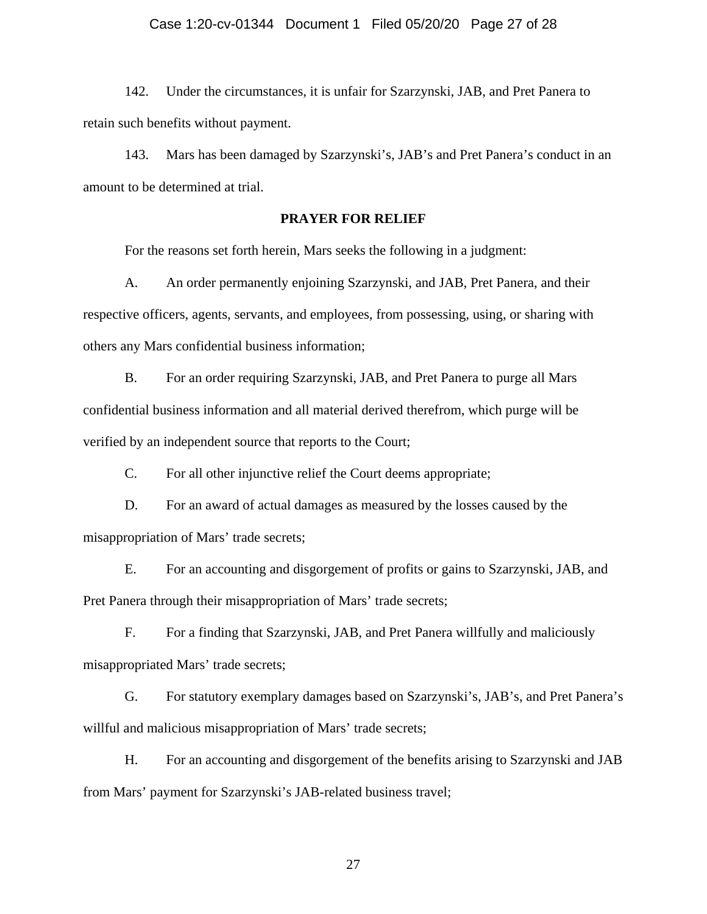142. Under the circumstances, it is unfair for Szarzynski, JAB, and Pret Panera to retain such benefits without payment.

143. Mars has been damaged by Szarzynski's, JAB's and Pret Panera's conduct in an amount to be determined at trial.

**PRAYER FOR RELIEF**

For the reasons set forth herein, Mars seeks the following in a judgment:

A. An order permanently enjoining Szarzynski, and JAB, Pret Panera, and their respective officers, agents, servants, and employees, from possessing, using, or sharing with others any Mars confidential business information;

B. For an order requiring Szarzynski, JAB, and Pret Panera to purge all Mars confidential business information and all material derived therefrom, which purge will be verified by an independent source that reports to the Court;

C. For all other injunctive relief the Court deems appropriate;

D. For an award of actual damages as measured by the losses caused by the misappropriation of Mars' trade secrets;

E. For an accounting and disgorgement of profits or gains to Szarzynski, JAB, and Pret Panera through their misappropriation of Mars' trade secrets;

F. For a finding that Szarzynski, JAB, and Pret Panera willfully and maliciously misappropriated Mars' trade secrets;

G. For statutory exemplary damages based on Szarzynski's, JAB's, and Pret Panera's willful and malicious misappropriation of Mars' trade secrets;

H. For an accounting and disgorgement of the benefits arising to Szarzynski and JAB from Mars' payment for Szarzynski's JAB-related business travel;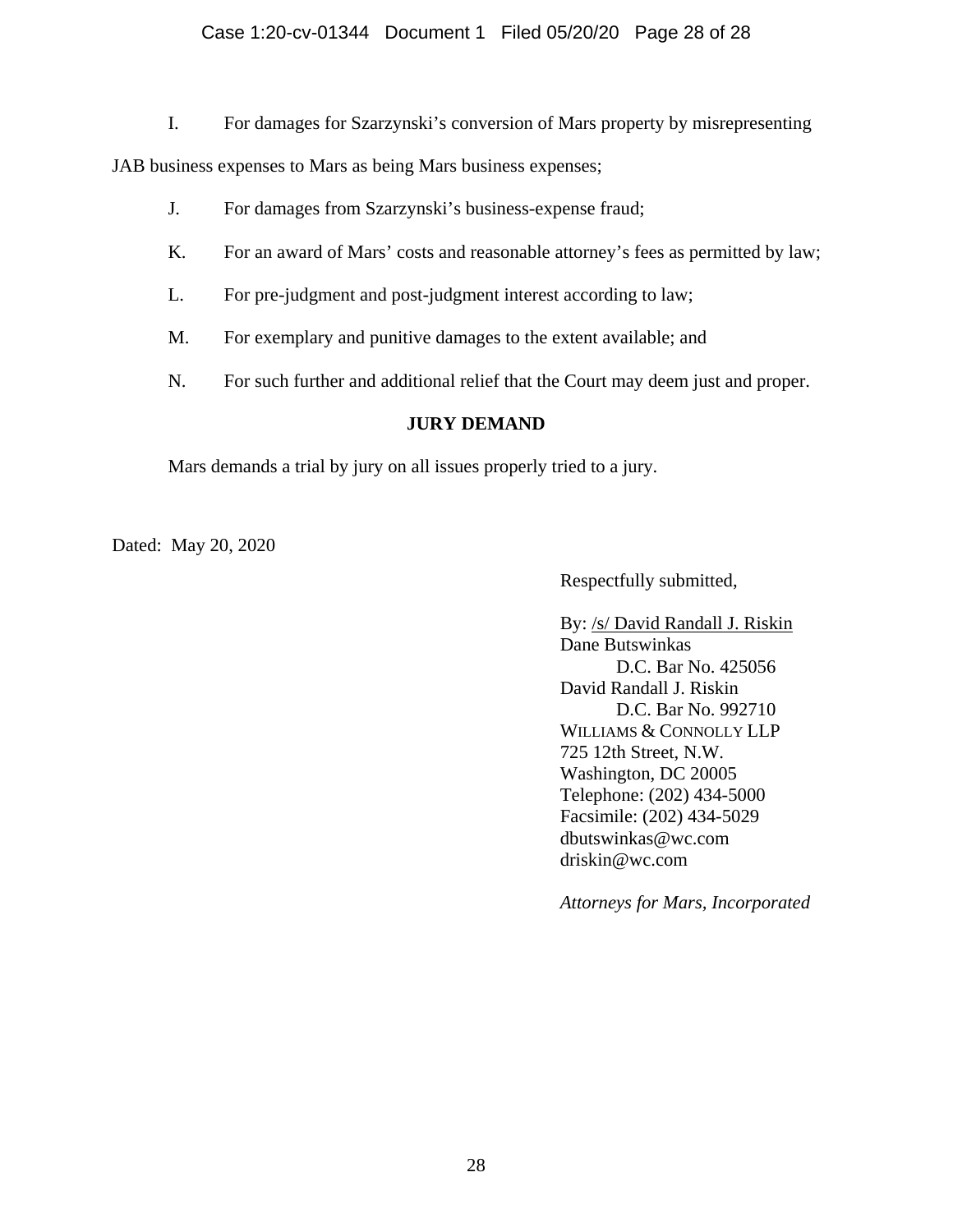I. For damages for Szarzynski's conversion of Mars property by misrepresenting JAB business expenses to Mars as being Mars business expenses;

J. For damages from Szarzynski's business-expense fraud;

K. For an award of Mars' costs and reasonable attorney's fees as permitted by law;

L. For pre-judgment and post-judgment interest according to law;

M. For exemplary and punitive damages to the extent available; and

N. For such further and additional relief that the Court may deem just and proper.

**JURY DEMAND**

Mars demands a trial by jury on all issues properly tried to a jury.

Dated: May 20, 2020

Respectfully submitted,

By: /s/ David Randall J. Riskin
Dane Butswinkas
D.C. Bar No. 425056
David Randall J. Riskin
D.C. Bar No. 992710
WILLIAMS & CONNOLLY LLP
725 12th Street, N.W.
Washington, DC 20005
Telephone: (202) 434-5000
Facsimile: (202) 434-5029
dbutswinkas@wc.com
driskin@wc.com

*Attorneys for Mars, Incorporated*